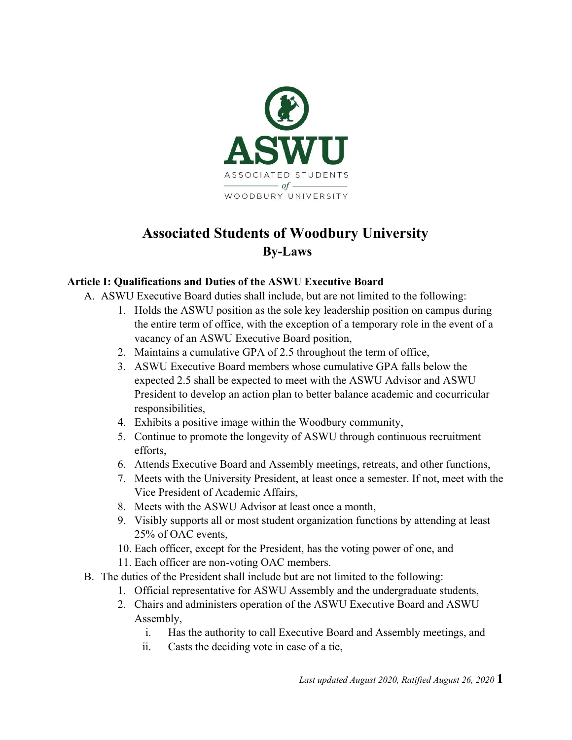# Associated Students of Woodbury University
## By-Laws

### Article I: Qualifications and Duties of the ASWU Executive Board

A. ASWU Executive Board duties shall include, but are not limited to the following:
   1. Holds the ASWU position as the sole key leadership position on campus during the entire term of office, with the exception of a temporary role in the event of a vacancy of an ASWU Executive Board position,
   2. Maintains a cumulative GPA of 2.5 throughout the term of office,
   3. ASWU Executive Board members whose cumulative GPA falls below the expected 2.5 shall be expected to meet with the ASWU Advisor and ASWU President to develop an action plan to better balance academic and cocurricular responsibilities,
   4. Exhibits a positive image within the Woodbury community,
   5. Continue to promote the longevity of ASWU through continuous recruitment efforts,
   6. Attends Executive Board and Assembly meetings, retreats, and other functions,
   7. Meets with the University President, at least once a semester. If not, meet with the Vice President of Academic Affairs,
   8. Meets with the ASWU Advisor at least once a month,
   9. Visibly supports all or most student organization functions by attending at least 25% of OAC events,
   10. Each officer, except for the President, has the voting power of one, and
   11. Each officer are non-voting OAC members.

B. The duties of the President shall include but are not limited to the following:
   1. Official representative for ASWU Assembly and the undergraduate students,
   2. Chairs and administers operation of the ASWU Executive Board and ASWU Assembly,
      i. Has the authority to call Executive Board and Assembly meetings, and
      ii. Casts the deciding vote in case of a tie,

*Last updated August 2020, Ratified August 26, 2020*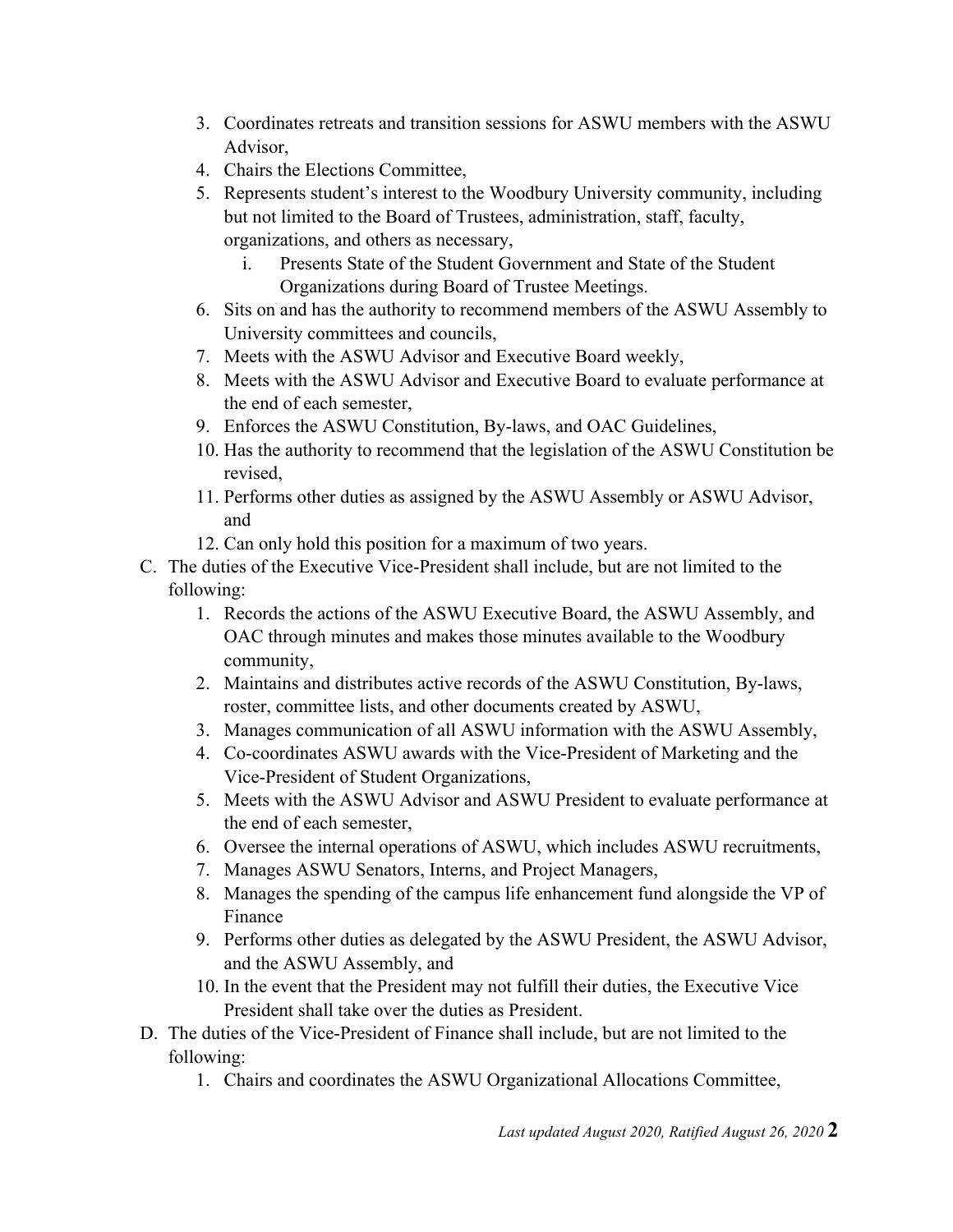3. Coordinates retreats and transition sessions for ASWU members with the ASWU Advisor,
4. Chairs the Elections Committee,
5. Represents student's interest to the Woodbury University community, including but not limited to the Board of Trustees, administration, staff, faculty, organizations, and others as necessary,
    i. Presents State of the Student Government and State of the Student Organizations during Board of Trustee Meetings.
6. Sits on and has the authority to recommend members of the ASWU Assembly to University committees and councils,
7. Meets with the ASWU Advisor and Executive Board weekly,
8. Meets with the ASWU Advisor and Executive Board to evaluate performance at the end of each semester,
9. Enforces the ASWU Constitution, By-laws, and OAC Guidelines,
10. Has the authority to recommend that the legislation of the ASWU Constitution be revised,
11. Performs other duties as assigned by the ASWU Assembly or ASWU Advisor, and
12. Can only hold this position for a maximum of two years.

C. The duties of the Executive Vice-President shall include, but are not limited to the following:
1. Records the actions of the ASWU Executive Board, the ASWU Assembly, and OAC through minutes and makes those minutes available to the Woodbury community,
2. Maintains and distributes active records of the ASWU Constitution, By-laws, roster, committee lists, and other documents created by ASWU,
3. Manages communication of all ASWU information with the ASWU Assembly,
4. Co-coordinates ASWU awards with the Vice-President of Marketing and the Vice-President of Student Organizations,
5. Meets with the ASWU Advisor and ASWU President to evaluate performance at the end of each semester,
6. Oversee the internal operations of ASWU, which includes ASWU recruitments,
7. Manages ASWU Senators, Interns, and Project Managers,
8. Manages the spending of the campus life enhancement fund alongside the VP of Finance
9. Performs other duties as delegated by the ASWU President, the ASWU Advisor, and the ASWU Assembly, and
10. In the event that the President may not fulfill their duties, the Executive Vice President shall take over the duties as President.

D. The duties of the Vice-President of Finance shall include, but are not limited to the following:
1. Chairs and coordinates the ASWU Organizational Allocations Committee,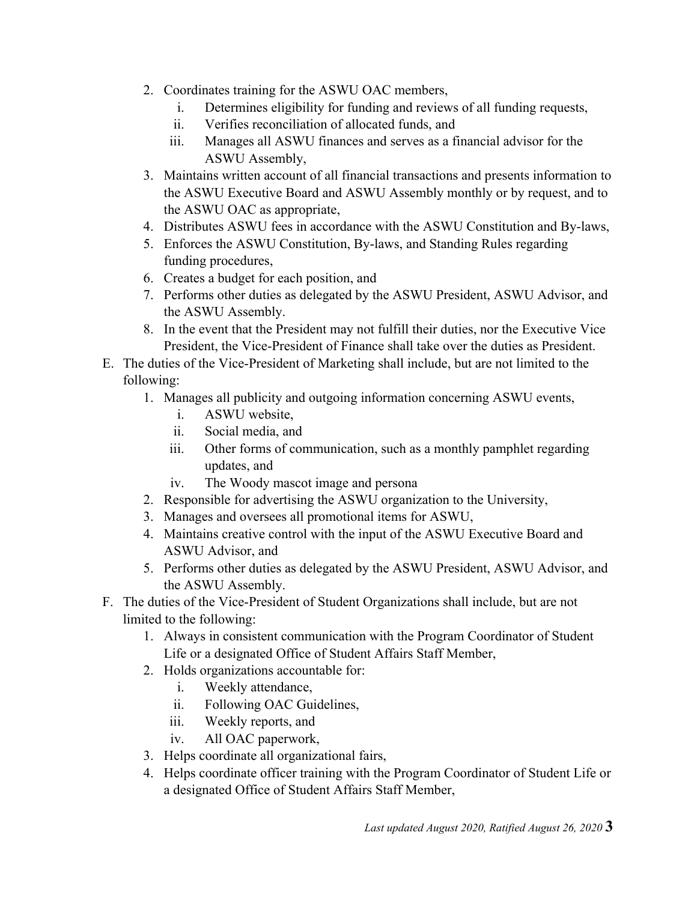2. Coordinates training for the ASWU OAC members,
    i. Determines eligibility for funding and reviews of all funding requests,
    ii. Verifies reconciliation of allocated funds, and
    iii. Manages all ASWU finances and serves as a financial advisor for the ASWU Assembly,
3. Maintains written account of all financial transactions and presents information to the ASWU Executive Board and ASWU Assembly monthly or by request, and to the ASWU OAC as appropriate,
4. Distributes ASWU fees in accordance with the ASWU Constitution and By-laws,
5. Enforces the ASWU Constitution, By-laws, and Standing Rules regarding funding procedures,
6. Creates a budget for each position, and
7. Performs other duties as delegated by the ASWU President, ASWU Advisor, and the ASWU Assembly.
8. In the event that the President may not fulfill their duties, nor the Executive Vice President, the Vice-President of Finance shall take over the duties as President.

E. The duties of the Vice-President of Marketing shall include, but are not limited to the following:
1. Manages all publicity and outgoing information concerning ASWU events,
    i. ASWU website,
    ii. Social media, and
    iii. Other forms of communication, such as a monthly pamphlet regarding updates, and
    iv. The Woody mascot image and persona
2. Responsible for advertising the ASWU organization to the University,
3. Manages and oversees all promotional items for ASWU,
4. Maintains creative control with the input of the ASWU Executive Board and ASWU Advisor, and
5. Performs other duties as delegated by the ASWU President, ASWU Advisor, and the ASWU Assembly.

F. The duties of the Vice-President of Student Organizations shall include, but are not limited to the following:
1. Always in consistent communication with the Program Coordinator of Student Life or a designated Office of Student Affairs Staff Member,
2. Holds organizations accountable for:
    i. Weekly attendance,
    ii. Following OAC Guidelines,
    iii. Weekly reports, and
    iv. All OAC paperwork,
3. Helps coordinate all organizational fairs,
4. Helps coordinate officer training with the Program Coordinator of Student Life or a designated Office of Student Affairs Staff Member,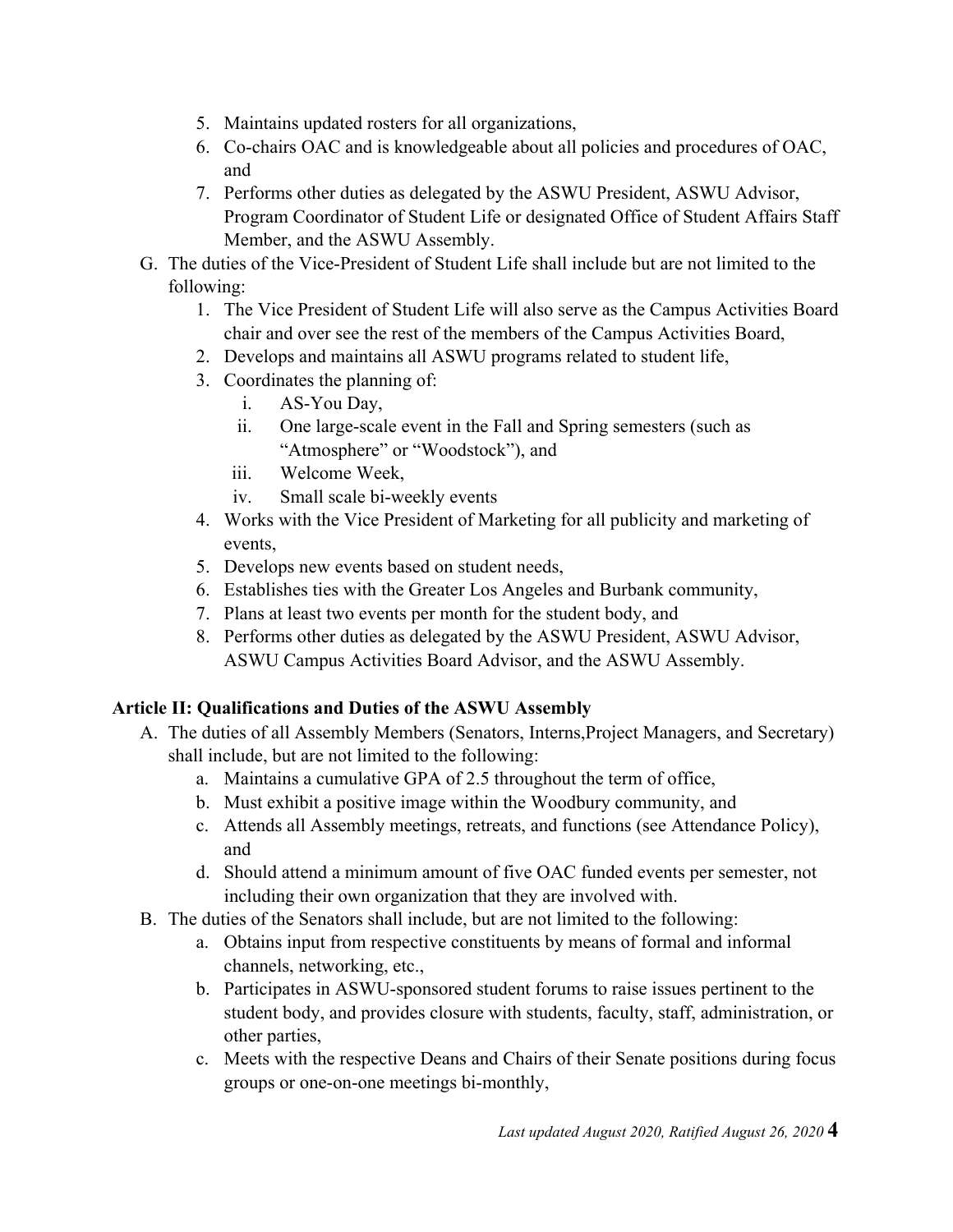5. Maintains updated rosters for all organizations,
6. Co-chairs OAC and is knowledgeable about all policies and procedures of OAC, and
7. Performs other duties as delegated by the ASWU President, ASWU Advisor, Program Coordinator of Student Life or designated Office of Student Affairs Staff Member, and the ASWU Assembly.

G. The duties of the Vice-President of Student Life shall include but are not limited to the following:
   1. The Vice President of Student Life will also serve as the Campus Activities Board chair and over see the rest of the members of the Campus Activities Board,
   2. Develops and maintains all ASWU programs related to student life,
   3. Coordinates the planning of:
      i. AS-You Day,
      ii. One large-scale event in the Fall and Spring semesters (such as "Atmosphere" or "Woodstock"), and
      iii. Welcome Week,
      iv. Small scale bi-weekly events
   4. Works with the Vice President of Marketing for all publicity and marketing of events,
   5. Develops new events based on student needs,
   6. Establishes ties with the Greater Los Angeles and Burbank community,
   7. Plans at least two events per month for the student body, and
   8. Performs other duties as delegated by the ASWU President, ASWU Advisor, ASWU Campus Activities Board Advisor, and the ASWU Assembly.

**Article II: Qualifications and Duties of the ASWU Assembly**

A. The duties of all Assembly Members (Senators, Interns,Project Managers, and Secretary) shall include, but are not limited to the following:
   a. Maintains a cumulative GPA of 2.5 throughout the term of office,
   b. Must exhibit a positive image within the Woodbury community, and
   c. Attends all Assembly meetings, retreats, and functions (see Attendance Policy), and
   d. Should attend a minimum amount of five OAC funded events per semester, not including their own organization that they are involved with.

B. The duties of the Senators shall include, but are not limited to the following:
   a. Obtains input from respective constituents by means of formal and informal channels, networking, etc.,
   b. Participates in ASWU-sponsored student forums to raise issues pertinent to the student body, and provides closure with students, faculty, staff, administration, or other parties,
   c. Meets with the respective Deans and Chairs of their Senate positions during focus groups or one-on-one meetings bi-monthly,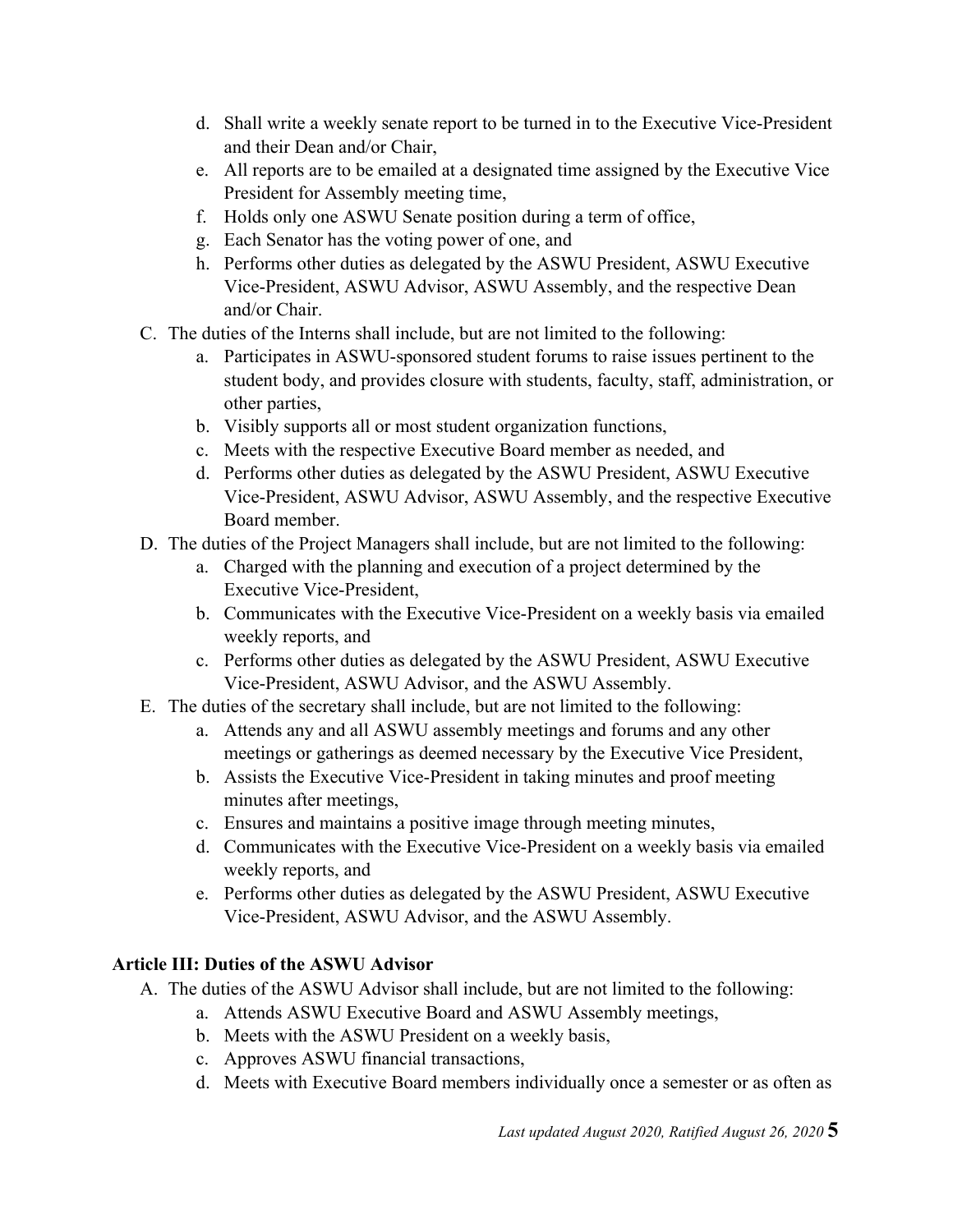d. Shall write a weekly senate report to be turned in to the Executive Vice-President and their Dean and/or Chair,
e. All reports are to be emailed at a designated time assigned by the Executive Vice President for Assembly meeting time,
f. Holds only one ASWU Senate position during a term of office,
g. Each Senator has the voting power of one, and
h. Performs other duties as delegated by the ASWU President, ASWU Executive Vice-President, ASWU Advisor, ASWU Assembly, and the respective Dean and/or Chair.

C. The duties of the Interns shall include, but are not limited to the following:
   a. Participates in ASWU-sponsored student forums to raise issues pertinent to the student body, and provides closure with students, faculty, staff, administration, or other parties,
   b. Visibly supports all or most student organization functions,
   c. Meets with the respective Executive Board member as needed, and
   d. Performs other duties as delegated by the ASWU President, ASWU Executive Vice-President, ASWU Advisor, ASWU Assembly, and the respective Executive Board member.

D. The duties of the Project Managers shall include, but are not limited to the following:
   a. Charged with the planning and execution of a project determined by the Executive Vice-President,
   b. Communicates with the Executive Vice-President on a weekly basis via emailed weekly reports, and
   c. Performs other duties as delegated by the ASWU President, ASWU Executive Vice-President, ASWU Advisor, and the ASWU Assembly.

E. The duties of the secretary shall include, but are not limited to the following:
   a. Attends any and all ASWU assembly meetings and forums and any other meetings or gatherings as deemed necessary by the Executive Vice President,
   b. Assists the Executive Vice-President in taking minutes and proof meeting minutes after meetings,
   c. Ensures and maintains a positive image through meeting minutes,
   d. Communicates with the Executive Vice-President on a weekly basis via emailed weekly reports, and
   e. Performs other duties as delegated by the ASWU President, ASWU Executive Vice-President, ASWU Advisor, and the ASWU Assembly.

**Article III: Duties of the ASWU Advisor**

A. The duties of the ASWU Advisor shall include, but are not limited to the following:
   a. Attends ASWU Executive Board and ASWU Assembly meetings,
   b. Meets with the ASWU President on a weekly basis,
   c. Approves ASWU financial transactions,
   d. Meets with Executive Board members individually once a semester or as often as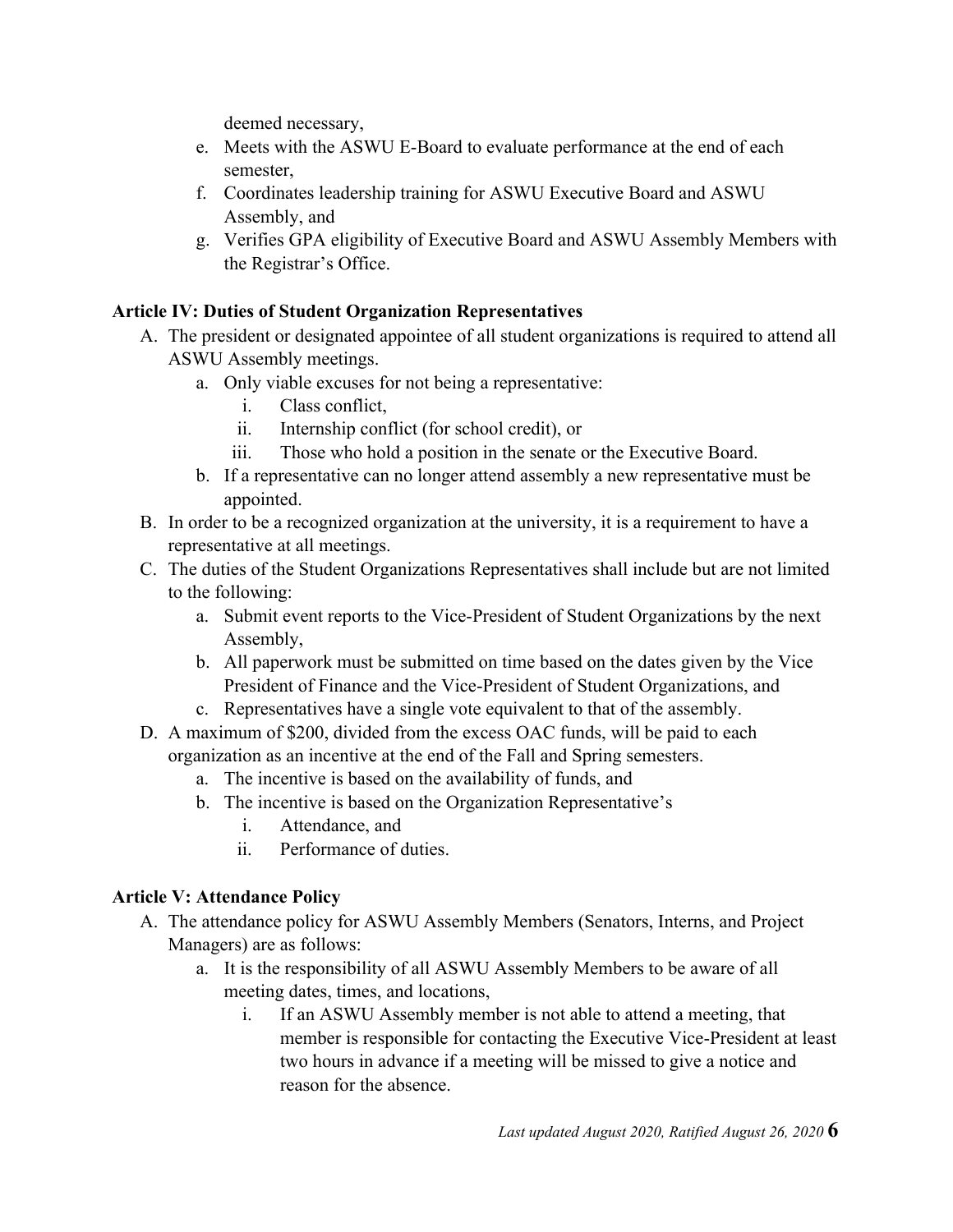deemed necessary,

e. Meets with the ASWU E-Board to evaluate performance at the end of each semester,
f. Coordinates leadership training for ASWU Executive Board and ASWU Assembly, and
g. Verifies GPA eligibility of Executive Board and ASWU Assembly Members with the Registrar's Office.

**Article IV: Duties of Student Organization Representatives**

A. The president or designated appointee of all student organizations is required to attend all ASWU Assembly meetings.
    a. Only viable excuses for not being a representative:
        i. Class conflict,
        ii. Internship conflict (for school credit), or
        iii. Those who hold a position in the senate or the Executive Board.
    b. If a representative can no longer attend assembly a new representative must be appointed.
B. In order to be a recognized organization at the university, it is a requirement to have a representative at all meetings.
C. The duties of the Student Organizations Representatives shall include but are not limited to the following:
    a. Submit event reports to the Vice-President of Student Organizations by the next Assembly,
    b. All paperwork must be submitted on time based on the dates given by the Vice President of Finance and the Vice-President of Student Organizations, and
    c. Representatives have a single vote equivalent to that of the assembly.
D. A maximum of $200, divided from the excess OAC funds, will be paid to each organization as an incentive at the end of the Fall and Spring semesters.
    a. The incentive is based on the availability of funds, and
    b. The incentive is based on the Organization Representative's
        i. Attendance, and
        ii. Performance of duties.

**Article V: Attendance Policy**

A. The attendance policy for ASWU Assembly Members (Senators, Interns, and Project Managers) are as follows:
    a. It is the responsibility of all ASWU Assembly Members to be aware of all meeting dates, times, and locations,
        i. If an ASWU Assembly member is not able to attend a meeting, that member is responsible for contacting the Executive Vice-President at least two hours in advance if a meeting will be missed to give a notice and reason for the absence.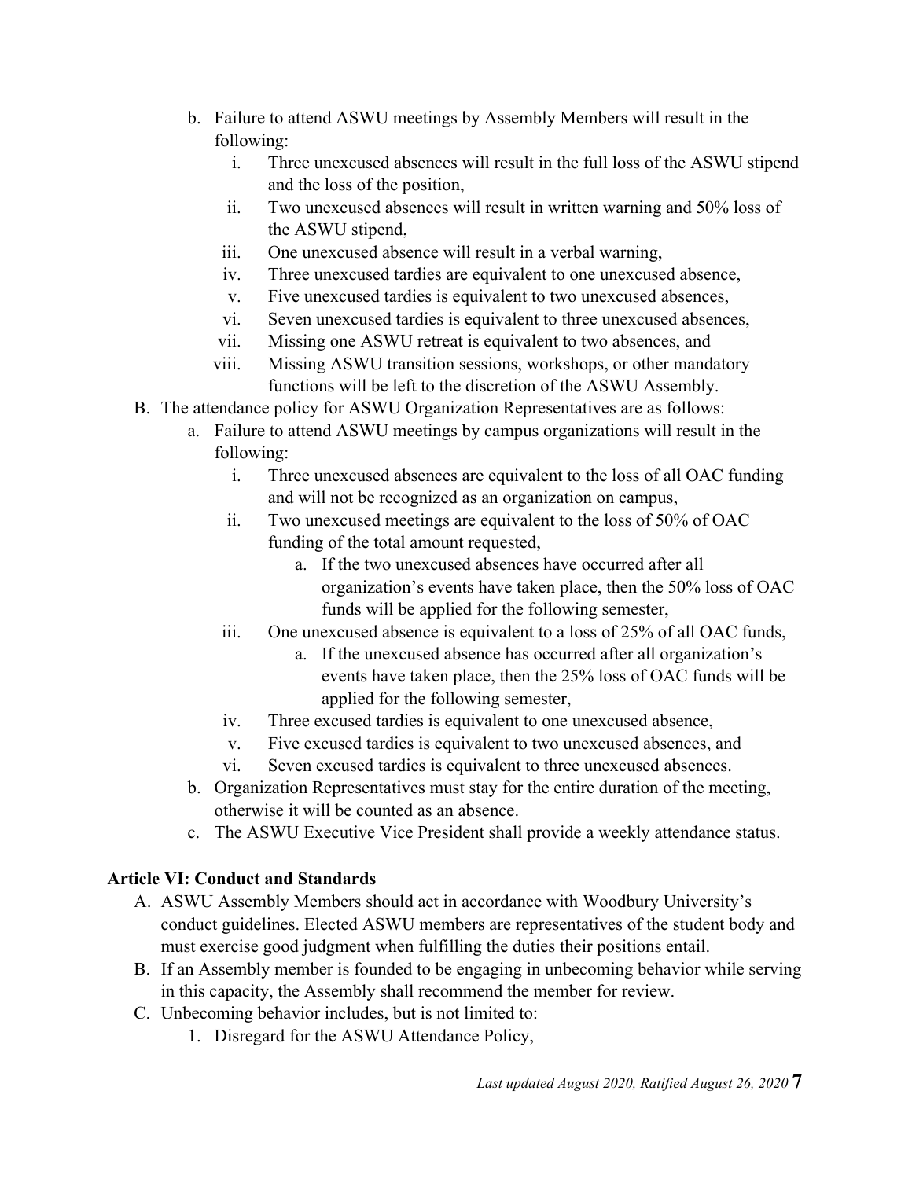b. Failure to attend ASWU meetings by Assembly Members will result in the following:
   i. Three unexcused absences will result in the full loss of the ASWU stipend and the loss of the position,
   ii. Two unexcused absences will result in written warning and 50% loss of the ASWU stipend,
   iii. One unexcused absence will result in a verbal warning,
   iv. Three unexcused tardies are equivalent to one unexcused absence,
   v. Five unexcused tardies is equivalent to two unexcused absences,
   vi. Seven unexcused tardies is equivalent to three unexcused absences,
   vii. Missing one ASWU retreat is equivalent to two absences, and
   viii. Missing ASWU transition sessions, workshops, or other mandatory functions will be left to the discretion of the ASWU Assembly.

B. The attendance policy for ASWU Organization Representatives are as follows:
   a. Failure to attend ASWU meetings by campus organizations will result in the following:
      i. Three unexcused absences are equivalent to the loss of all OAC funding and will not be recognized as an organization on campus,
      ii. Two unexcused meetings are equivalent to the loss of 50% of OAC funding of the total amount requested,
         a. If the two unexcused absences have occurred after all organization's events have taken place, then the 50% loss of OAC funds will be applied for the following semester,
      iii. One unexcused absence is equivalent to a loss of 25% of all OAC funds,
         a. If the unexcused absence has occurred after all organization's events have taken place, then the 25% loss of OAC funds will be applied for the following semester,
      iv. Three excused tardies is equivalent to one unexcused absence,
      v. Five excused tardies is equivalent to two unexcused absences, and
      vi. Seven excused tardies is equivalent to three unexcused absences.
   b. Organization Representatives must stay for the entire duration of the meeting, otherwise it will be counted as an absence.
   c. The ASWU Executive Vice President shall provide a weekly attendance status.

**Article VI: Conduct and Standards**

A. ASWU Assembly Members should act in accordance with Woodbury University's conduct guidelines. Elected ASWU members are representatives of the student body and must exercise good judgment when fulfilling the duties their positions entail.

B. If an Assembly member is founded to be engaging in unbecoming behavior while serving in this capacity, the Assembly shall recommend the member for review.

C. Unbecoming behavior includes, but is not limited to:
   1. Disregard for the ASWU Attendance Policy,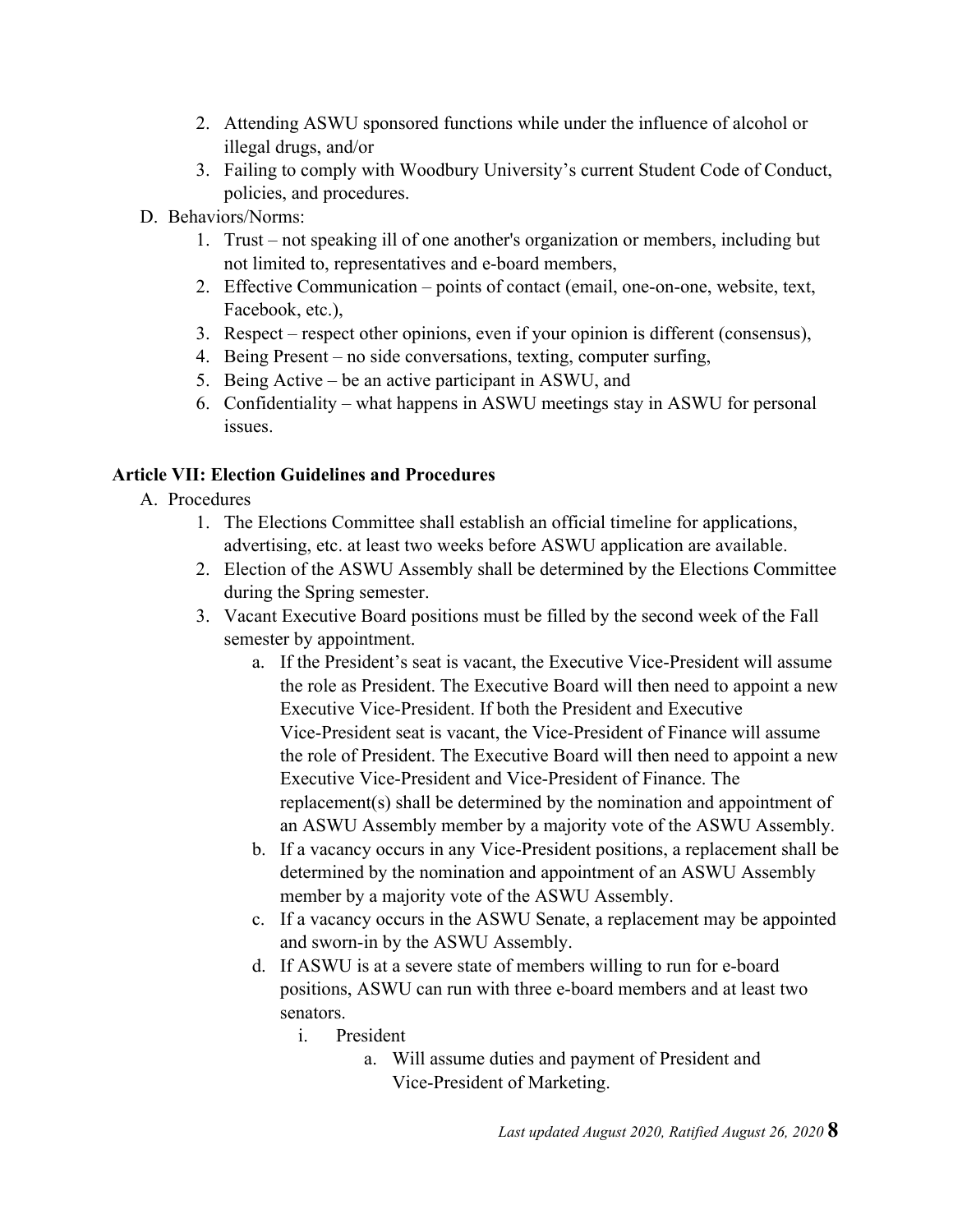2. Attending ASWU sponsored functions while under the influence of alcohol or illegal drugs, and/or
3. Failing to comply with Woodbury University's current Student Code of Conduct, policies, and procedures.

D. Behaviors/Norms:
   1. Trust – not speaking ill of one another's organization or members, including but not limited to, representatives and e-board members,
   2. Effective Communication – points of contact (email, one-on-one, website, text, Facebook, etc.),
   3. Respect – respect other opinions, even if your opinion is different (consensus),
   4. Being Present – no side conversations, texting, computer surfing,
   5. Being Active – be an active participant in ASWU, and
   6. Confidentiality – what happens in ASWU meetings stay in ASWU for personal issues.

**Article VII: Election Guidelines and Procedures**

A. Procedures
   1. The Elections Committee shall establish an official timeline for applications, advertising, etc. at least two weeks before ASWU application are available.
   2. Election of the ASWU Assembly shall be determined by the Elections Committee during the Spring semester.
   3. Vacant Executive Board positions must be filled by the second week of the Fall semester by appointment.
      a. If the President's seat is vacant, the Executive Vice-President will assume the role as President. The Executive Board will then need to appoint a new Executive Vice-President. If both the President and Executive Vice-President seat is vacant, the Vice-President of Finance will assume the role of President. The Executive Board will then need to appoint a new Executive Vice-President and Vice-President of Finance. The replacement(s) shall be determined by the nomination and appointment of an ASWU Assembly member by a majority vote of the ASWU Assembly.
      b. If a vacancy occurs in any Vice-President positions, a replacement shall be determined by the nomination and appointment of an ASWU Assembly member by a majority vote of the ASWU Assembly.
      c. If a vacancy occurs in the ASWU Senate, a replacement may be appointed and sworn-in by the ASWU Assembly.
      d. If ASWU is at a severe state of members willing to run for e-board positions, ASWU can run with three e-board members and at least two senators.
         i. President
            a. Will assume duties and payment of President and Vice-President of Marketing.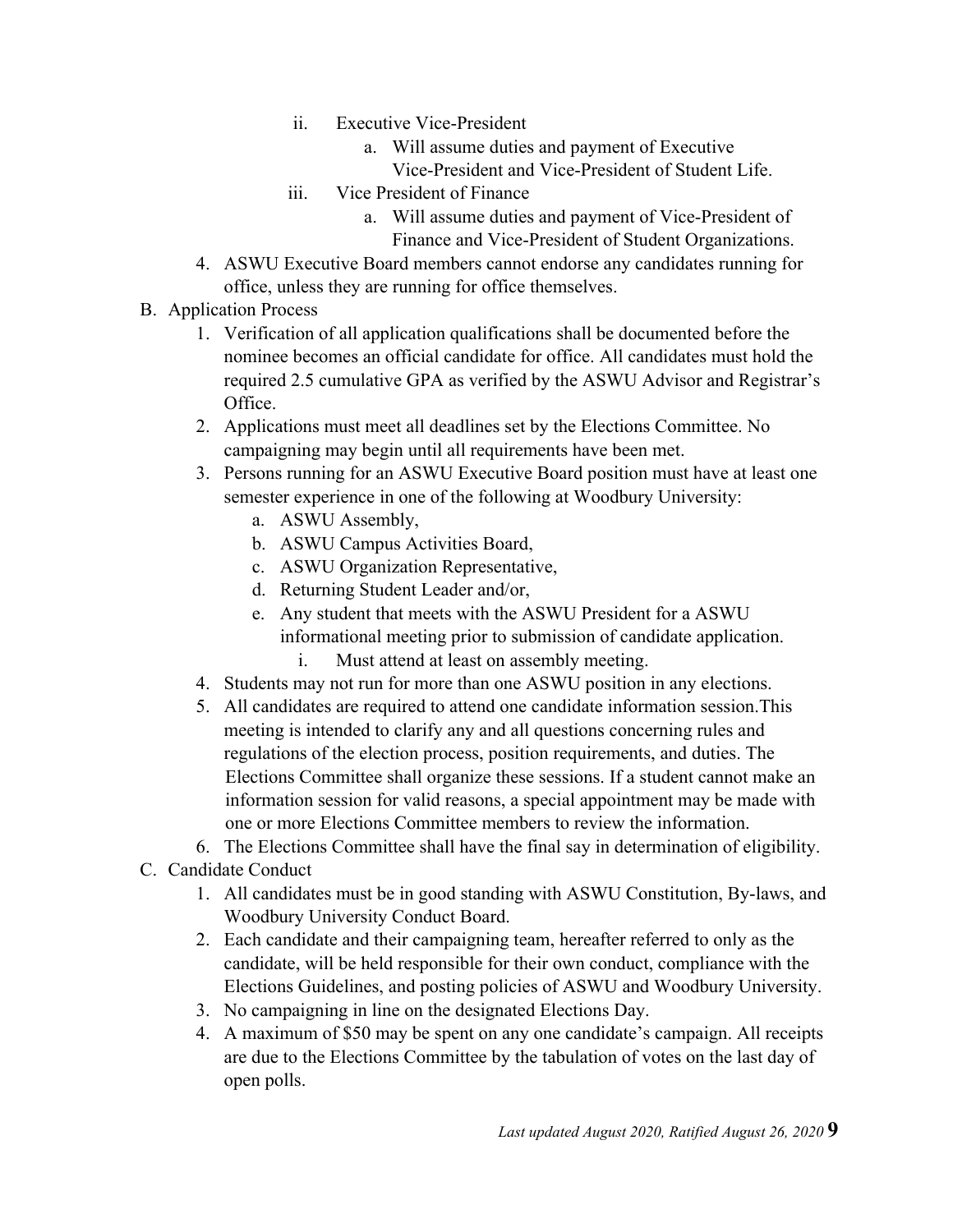ii. Executive Vice-President
    a. Will assume duties and payment of Executive Vice-President and Vice-President of Student Life.

iii. Vice President of Finance
    a. Will assume duties and payment of Vice-President of Finance and Vice-President of Student Organizations.

4. ASWU Executive Board members cannot endorse any candidates running for office, unless they are running for office themselves.

B. Application Process

1. Verification of all application qualifications shall be documented before the nominee becomes an official candidate for office. All candidates must hold the required 2.5 cumulative GPA as verified by the ASWU Advisor and Registrar's Office.
2. Applications must meet all deadlines set by the Elections Committee. No campaigning may begin until all requirements have been met.
3. Persons running for an ASWU Executive Board position must have at least one semester experience in one of the following at Woodbury University:
    a. ASWU Assembly,
    b. ASWU Campus Activities Board,
    c. ASWU Organization Representative,
    d. Returning Student Leader and/or,
    e. Any student that meets with the ASWU President for a ASWU informational meeting prior to submission of candidate application.
        i. Must attend at least on assembly meeting.
4. Students may not run for more than one ASWU position in any elections.
5. All candidates are required to attend one candidate information session.This meeting is intended to clarify any and all questions concerning rules and regulations of the election process, position requirements, and duties. The Elections Committee shall organize these sessions. If a student cannot make an information session for valid reasons, a special appointment may be made with one or more Elections Committee members to review the information.
6. The Elections Committee shall have the final say in determination of eligibility.

C. Candidate Conduct

1. All candidates must be in good standing with ASWU Constitution, By-laws, and Woodbury University Conduct Board.
2. Each candidate and their campaigning team, hereafter referred to only as the candidate, will be held responsible for their own conduct, compliance with the Elections Guidelines, and posting policies of ASWU and Woodbury University.
3. No campaigning in line on the designated Elections Day.
4. A maximum of $50 may be spent on any one candidate's campaign. All receipts are due to the Elections Committee by the tabulation of votes on the last day of open polls.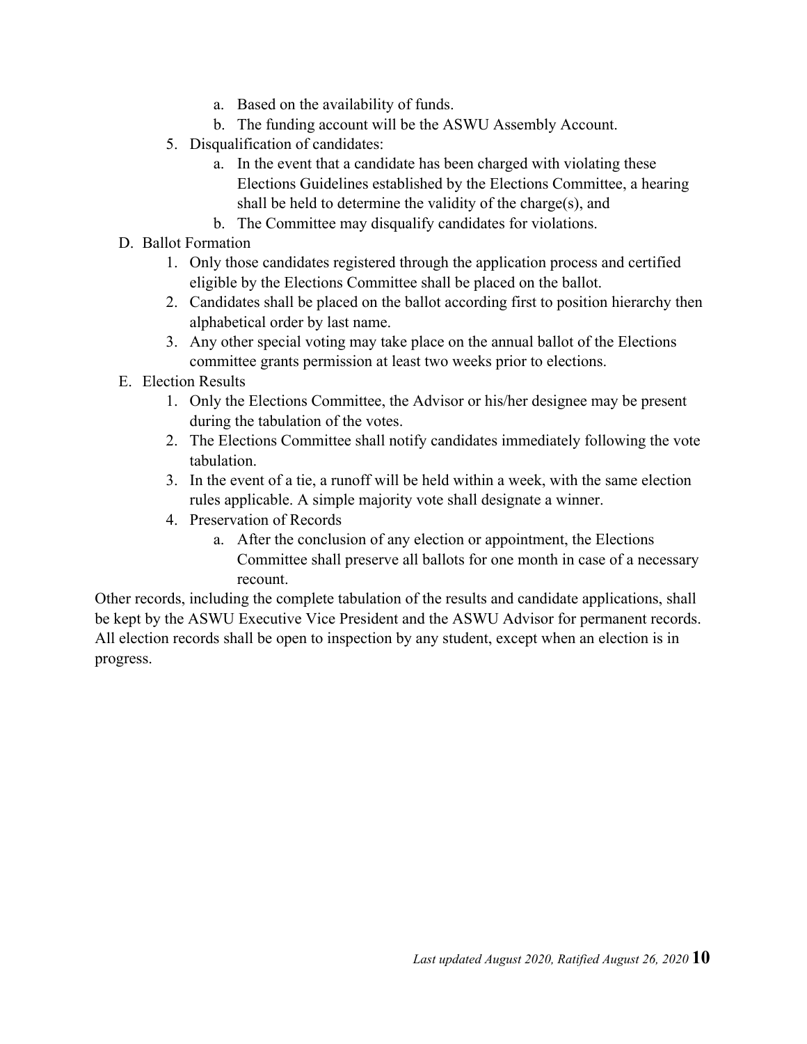a. Based on the availability of funds.
  b. The funding account will be the ASWU Assembly Account.
5. Disqualification of candidates:
  a. In the event that a candidate has been charged with violating these Elections Guidelines established by the Elections Committee, a hearing shall be held to determine the validity of the charge(s), and
  b. The Committee may disqualify candidates for violations.

D. Ballot Formation
  1. Only those candidates registered through the application process and certified eligible by the Elections Committee shall be placed on the ballot.
  2. Candidates shall be placed on the ballot according first to position hierarchy then alphabetical order by last name.
  3. Any other special voting may take place on the annual ballot of the Elections committee grants permission at least two weeks prior to elections.

E. Election Results
  1. Only the Elections Committee, the Advisor or his/her designee may be present during the tabulation of the votes.
  2. The Elections Committee shall notify candidates immediately following the vote tabulation.
  3. In the event of a tie, a runoff will be held within a week, with the same election rules applicable. A simple majority vote shall designate a winner.
  4. Preservation of Records
    a. After the conclusion of any election or appointment, the Elections Committee shall preserve all ballots for one month in case of a necessary recount.

Other records, including the complete tabulation of the results and candidate applications, shall be kept by the ASWU Executive Vice President and the ASWU Advisor for permanent records. All election records shall be open to inspection by any student, except when an election is in progress.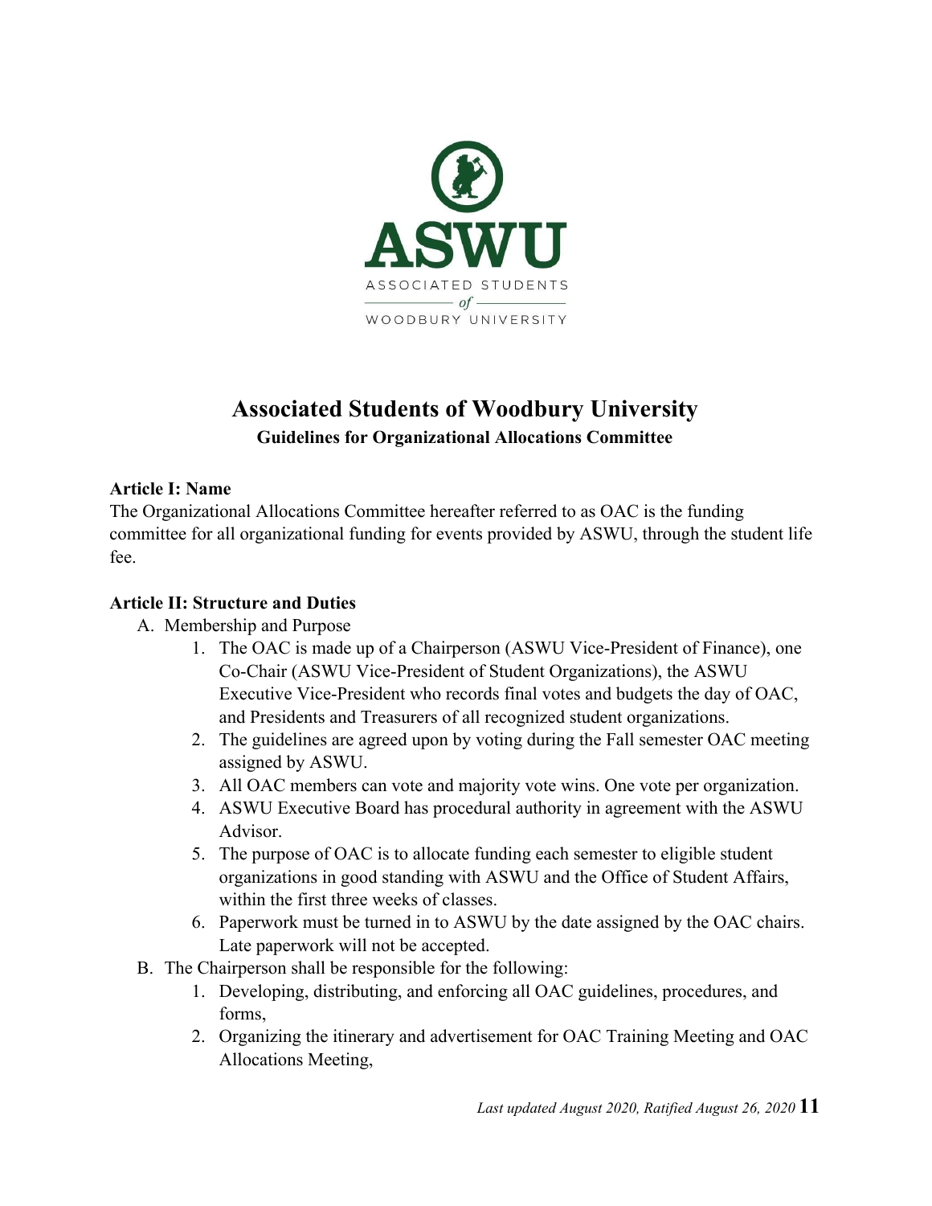# Associated Students of Woodbury University

### Guidelines for Organizational Allocations Committee

**Article I: Name**

The Organizational Allocations Committee hereafter referred to as OAC is the funding committee for all organizational funding for events provided by ASWU, through the student life fee.

**Article II: Structure and Duties**

A. Membership and Purpose
   1. The OAC is made up of a Chairperson (ASWU Vice-President of Finance), one Co-Chair (ASWU Vice-President of Student Organizations), the ASWU Executive Vice-President who records final votes and budgets the day of OAC, and Presidents and Treasurers of all recognized student organizations.
   2. The guidelines are agreed upon by voting during the Fall semester OAC meeting assigned by ASWU.
   3. All OAC members can vote and majority vote wins. One vote per organization.
   4. ASWU Executive Board has procedural authority in agreement with the ASWU Advisor.
   5. The purpose of OAC is to allocate funding each semester to eligible student organizations in good standing with ASWU and the Office of Student Affairs, within the first three weeks of classes.
   6. Paperwork must be turned in to ASWU by the date assigned by the OAC chairs. Late paperwork will not be accepted.

B. The Chairperson shall be responsible for the following:
   1. Developing, distributing, and enforcing all OAC guidelines, procedures, and forms,
   2. Organizing the itinerary and advertisement for OAC Training Meeting and OAC Allocations Meeting,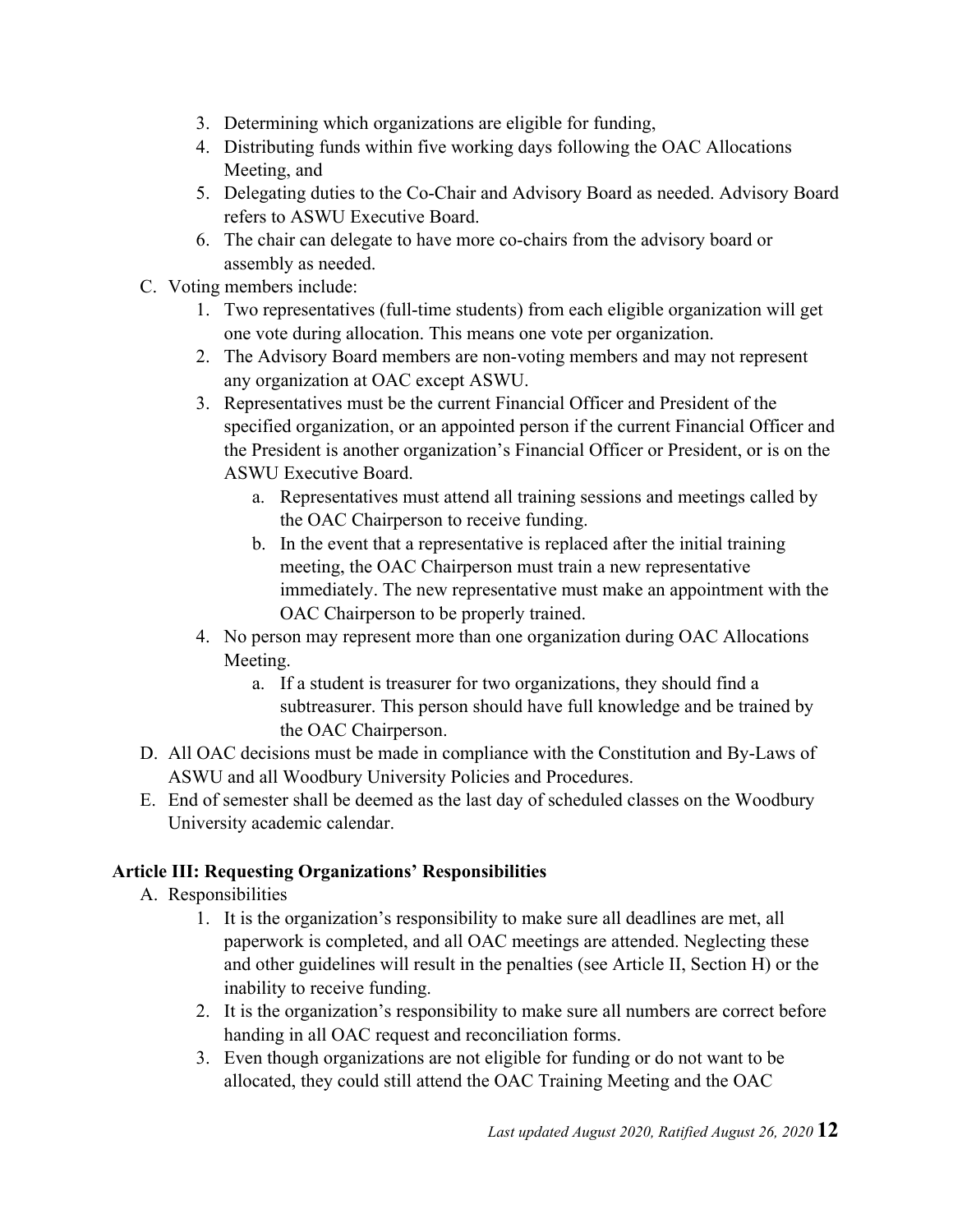3. Determining which organizations are eligible for funding,
4. Distributing funds within five working days following the OAC Allocations Meeting, and
5. Delegating duties to the Co-Chair and Advisory Board as needed. Advisory Board refers to ASWU Executive Board.
6. The chair can delegate to have more co-chairs from the advisory board or assembly as needed.

C. Voting members include:
   1. Two representatives (full-time students) from each eligible organization will get one vote during allocation. This means one vote per organization.
   2. The Advisory Board members are non-voting members and may not represent any organization at OAC except ASWU.
   3. Representatives must be the current Financial Officer and President of the specified organization, or an appointed person if the current Financial Officer and the President is another organization's Financial Officer or President, or is on the ASWU Executive Board.
      a. Representatives must attend all training sessions and meetings called by the OAC Chairperson to receive funding.
      b. In the event that a representative is replaced after the initial training meeting, the OAC Chairperson must train a new representative immediately. The new representative must make an appointment with the OAC Chairperson to be properly trained.
   4. No person may represent more than one organization during OAC Allocations Meeting.
      a. If a student is treasurer for two organizations, they should find a subtreasurer. This person should have full knowledge and be trained by the OAC Chairperson.

D. All OAC decisions must be made in compliance with the Constitution and By-Laws of ASWU and all Woodbury University Policies and Procedures.

E. End of semester shall be deemed as the last day of scheduled classes on the Woodbury University academic calendar.

**Article III: Requesting Organizations' Responsibilities**

A. Responsibilities
   1. It is the organization's responsibility to make sure all deadlines are met, all paperwork is completed, and all OAC meetings are attended. Neglecting these and other guidelines will result in the penalties (see Article II, Section H) or the inability to receive funding.
   2. It is the organization's responsibility to make sure all numbers are correct before handing in all OAC request and reconciliation forms.
   3. Even though organizations are not eligible for funding or do not want to be allocated, they could still attend the OAC Training Meeting and the OAC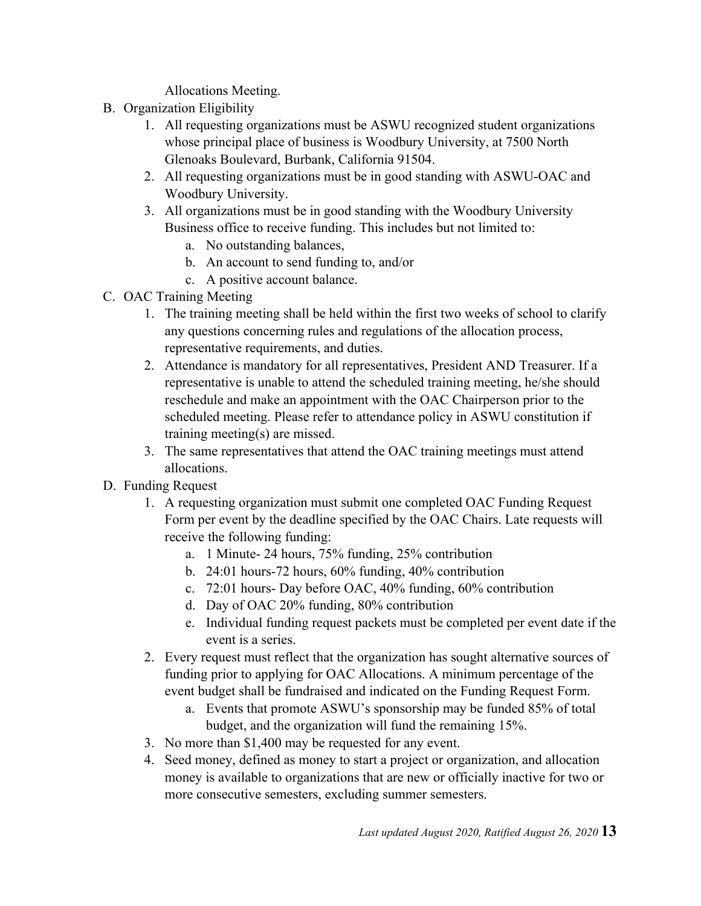Allocations Meeting.

B. Organization Eligibility
    1. All requesting organizations must be ASWU recognized student organizations whose principal place of business is Woodbury University, at 7500 North Glenoaks Boulevard, Burbank, California 91504.
    2. All requesting organizations must be in good standing with ASWU-OAC and Woodbury University.
    3. All organizations must be in good standing with the Woodbury University Business office to receive funding. This includes but not limited to:
        a. No outstanding balances,
        b. An account to send funding to, and/or
        c. A positive account balance.

C. OAC Training Meeting
    1. The training meeting shall be held within the first two weeks of school to clarify any questions concerning rules and regulations of the allocation process, representative requirements, and duties.
    2. Attendance is mandatory for all representatives, President AND Treasurer. If a representative is unable to attend the scheduled training meeting, he/she should reschedule and make an appointment with the OAC Chairperson prior to the scheduled meeting. Please refer to attendance policy in ASWU constitution if training meeting(s) are missed.
    3. The same representatives that attend the OAC training meetings must attend allocations.

D. Funding Request
    1. A requesting organization must submit one completed OAC Funding Request Form per event by the deadline specified by the OAC Chairs. Late requests will receive the following funding:
        a. 1 Minute- 24 hours, 75% funding, 25% contribution
        b. 24:01 hours-72 hours, 60% funding, 40% contribution
        c. 72:01 hours- Day before OAC, 40% funding, 60% contribution
        d. Day of OAC 20% funding, 80% contribution
        e. Individual funding request packets must be completed per event date if the event is a series.
    2. Every request must reflect that the organization has sought alternative sources of funding prior to applying for OAC Allocations. A minimum percentage of the event budget shall be fundraised and indicated on the Funding Request Form.
        a. Events that promote ASWU's sponsorship may be funded 85% of total budget, and the organization will fund the remaining 15%.
    3. No more than $1,400 may be requested for any event.
    4. Seed money, defined as money to start a project or organization, and allocation money is available to organizations that are new or officially inactive for two or more consecutive semesters, excluding summer semesters.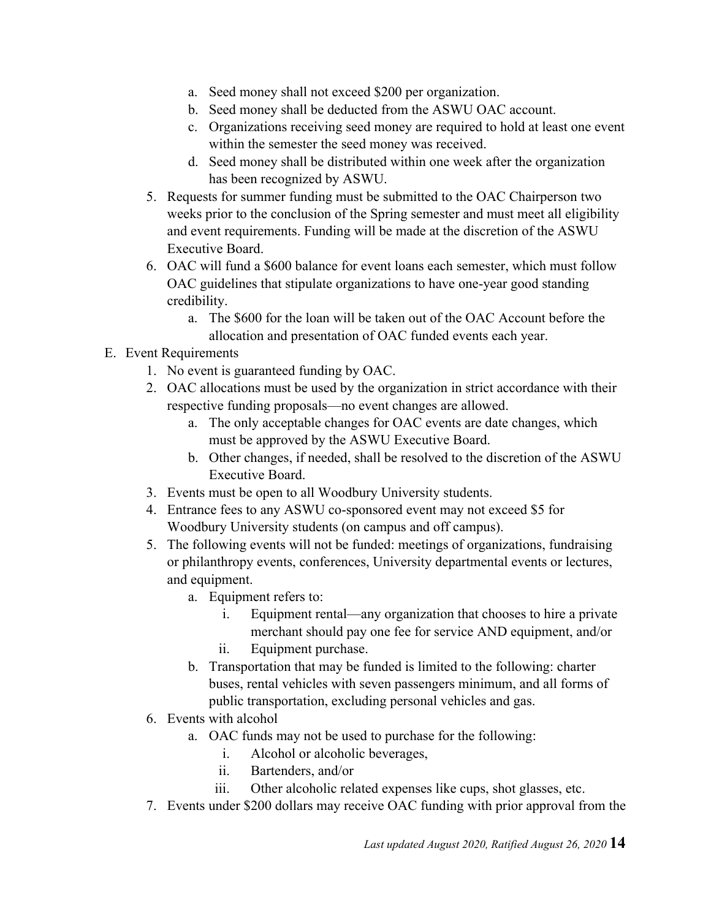a. Seed money shall not exceed $200 per organization.
   b. Seed money shall be deducted from the ASWU OAC account.
   c. Organizations receiving seed money are required to hold at least one event within the semester the seed money was received.
   d. Seed money shall be distributed within one week after the organization has been recognized by ASWU.
5. Requests for summer funding must be submitted to the OAC Chairperson two weeks prior to the conclusion of the Spring semester and must meet all eligibility and event requirements. Funding will be made at the discretion of the ASWU Executive Board.
6. OAC will fund a $600 balance for event loans each semester, which must follow OAC guidelines that stipulate organizations to have one-year good standing credibility.
   a. The $600 for the loan will be taken out of the OAC Account before the allocation and presentation of OAC funded events each year.

E. Event Requirements
1. No event is guaranteed funding by OAC.
2. OAC allocations must be used by the organization in strict accordance with their respective funding proposals—no event changes are allowed.
   a. The only acceptable changes for OAC events are date changes, which must be approved by the ASWU Executive Board.
   b. Other changes, if needed, shall be resolved to the discretion of the ASWU Executive Board.
3. Events must be open to all Woodbury University students.
4. Entrance fees to any ASWU co-sponsored event may not exceed $5 for Woodbury University students (on campus and off campus).
5. The following events will not be funded: meetings of organizations, fundraising or philanthropy events, conferences, University departmental events or lectures, and equipment.
   a. Equipment refers to:
      i. Equipment rental—any organization that chooses to hire a private merchant should pay one fee for service AND equipment, and/or
      ii. Equipment purchase.
   b. Transportation that may be funded is limited to the following: charter buses, rental vehicles with seven passengers minimum, and all forms of public transportation, excluding personal vehicles and gas.
6. Events with alcohol
   a. OAC funds may not be used to purchase for the following:
      i. Alcohol or alcoholic beverages,
      ii. Bartenders, and/or
      iii. Other alcoholic related expenses like cups, shot glasses, etc.
7. Events under $200 dollars may receive OAC funding with prior approval from the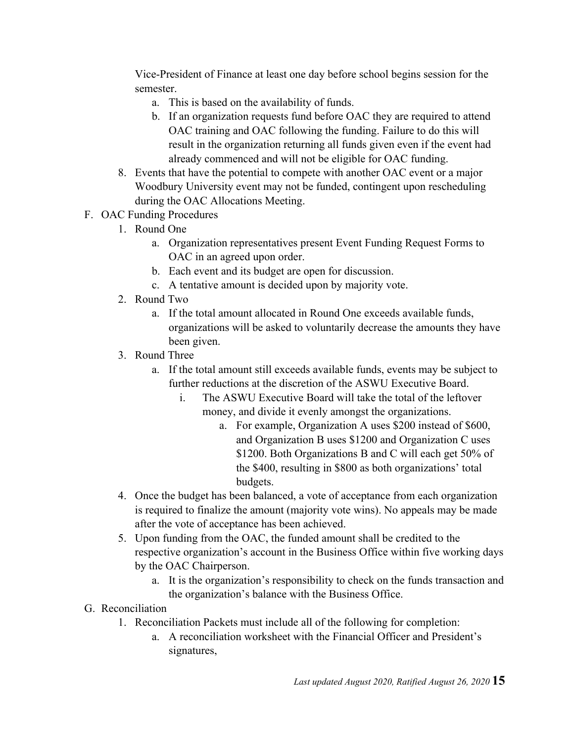Vice-President of Finance at least one day before school begins session for the semester.

   a. This is based on the availability of funds.
   b. If an organization requests fund before OAC they are required to attend OAC training and OAC following the funding. Failure to do this will result in the organization returning all funds given even if the event had already commenced and will not be eligible for OAC funding.

8. Events that have the potential to compete with another OAC event or a major Woodbury University event may not be funded, contingent upon rescheduling during the OAC Allocations Meeting.

F. OAC Funding Procedures

   1. Round One
      a. Organization representatives present Event Funding Request Forms to OAC in an agreed upon order.
      b. Each event and its budget are open for discussion.
      c. A tentative amount is decided upon by majority vote.
   2. Round Two
      a. If the total amount allocated in Round One exceeds available funds, organizations will be asked to voluntarily decrease the amounts they have been given.
   3. Round Three
      a. If the total amount still exceeds available funds, events may be subject to further reductions at the discretion of the ASWU Executive Board.
         i. The ASWU Executive Board will take the total of the leftover money, and divide it evenly amongst the organizations.
            a. For example, Organization A uses $200 instead of $600, and Organization B uses $1200 and Organization C uses $1200. Both Organizations B and C will each get 50% of the $400, resulting in $800 as both organizations' total budgets.
   4. Once the budget has been balanced, a vote of acceptance from each organization is required to finalize the amount (majority vote wins). No appeals may be made after the vote of acceptance has been achieved.
   5. Upon funding from the OAC, the funded amount shall be credited to the respective organization's account in the Business Office within five working days by the OAC Chairperson.
      a. It is the organization's responsibility to check on the funds transaction and the organization's balance with the Business Office.

G. Reconciliation

   1. Reconciliation Packets must include all of the following for completion:
      a. A reconciliation worksheet with the Financial Officer and President's signatures,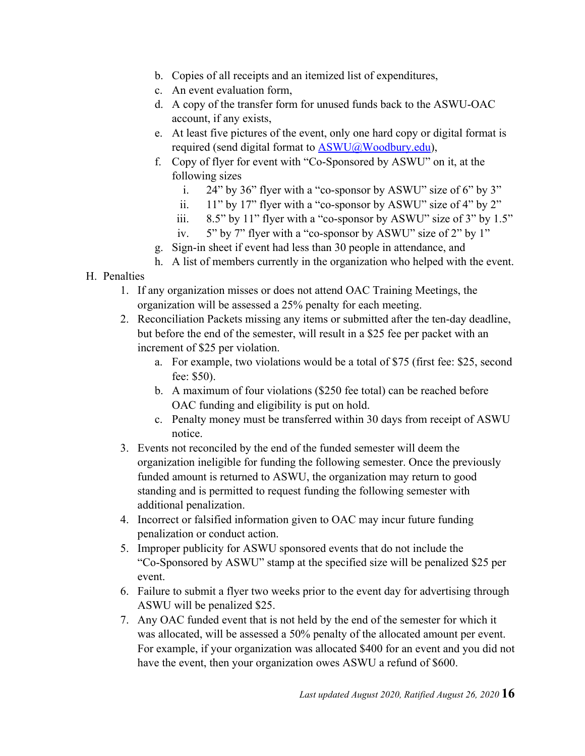b. Copies of all receipts and an itemized list of expenditures,

c. An event evaluation form,

d. A copy of the transfer form for unused funds back to the ASWU-OAC account, if any exists,

e. At least five pictures of the event, only one hard copy or digital format is required (send digital format to ASWU@Woodbury.edu),

f. Copy of flyer for event with "Co-Sponsored by ASWU" on it, at the following sizes

   i. 24" by 36" flyer with a "co-sponsor by ASWU" size of 6" by 3"

   ii. 11" by 17" flyer with a "co-sponsor by ASWU" size of 4" by 2"

   iii. 8.5" by 11" flyer with a "co-sponsor by ASWU" size of 3" by 1.5"

   iv. 5" by 7" flyer with a "co-sponsor by ASWU" size of 2" by 1"

g. Sign-in sheet if event had less than 30 people in attendance, and

h. A list of members currently in the organization who helped with the event.

H. Penalties

1. If any organization misses or does not attend OAC Training Meetings, the organization will be assessed a 25% penalty for each meeting.
2. Reconciliation Packets missing any items or submitted after the ten-day deadline, but before the end of the semester, will result in a $25 fee per packet with an increment of $25 per violation.
   a. For example, two violations would be a total of $75 (first fee: $25, second fee: $50).
   b. A maximum of four violations ($250 fee total) can be reached before OAC funding and eligibility is put on hold.
   c. Penalty money must be transferred within 30 days from receipt of ASWU notice.
3. Events not reconciled by the end of the funded semester will deem the organization ineligible for funding the following semester. Once the previously funded amount is returned to ASWU, the organization may return to good standing and is permitted to request funding the following semester with additional penalization.
4. Incorrect or falsified information given to OAC may incur future funding penalization or conduct action.
5. Improper publicity for ASWU sponsored events that do not include the "Co-Sponsored by ASWU" stamp at the specified size will be penalized $25 per event.
6. Failure to submit a flyer two weeks prior to the event day for advertising through ASWU will be penalized $25.
7. Any OAC funded event that is not held by the end of the semester for which it was allocated, will be assessed a 50% penalty of the allocated amount per event. For example, if your organization was allocated $400 for an event and you did not have the event, then your organization owes ASWU a refund of $600.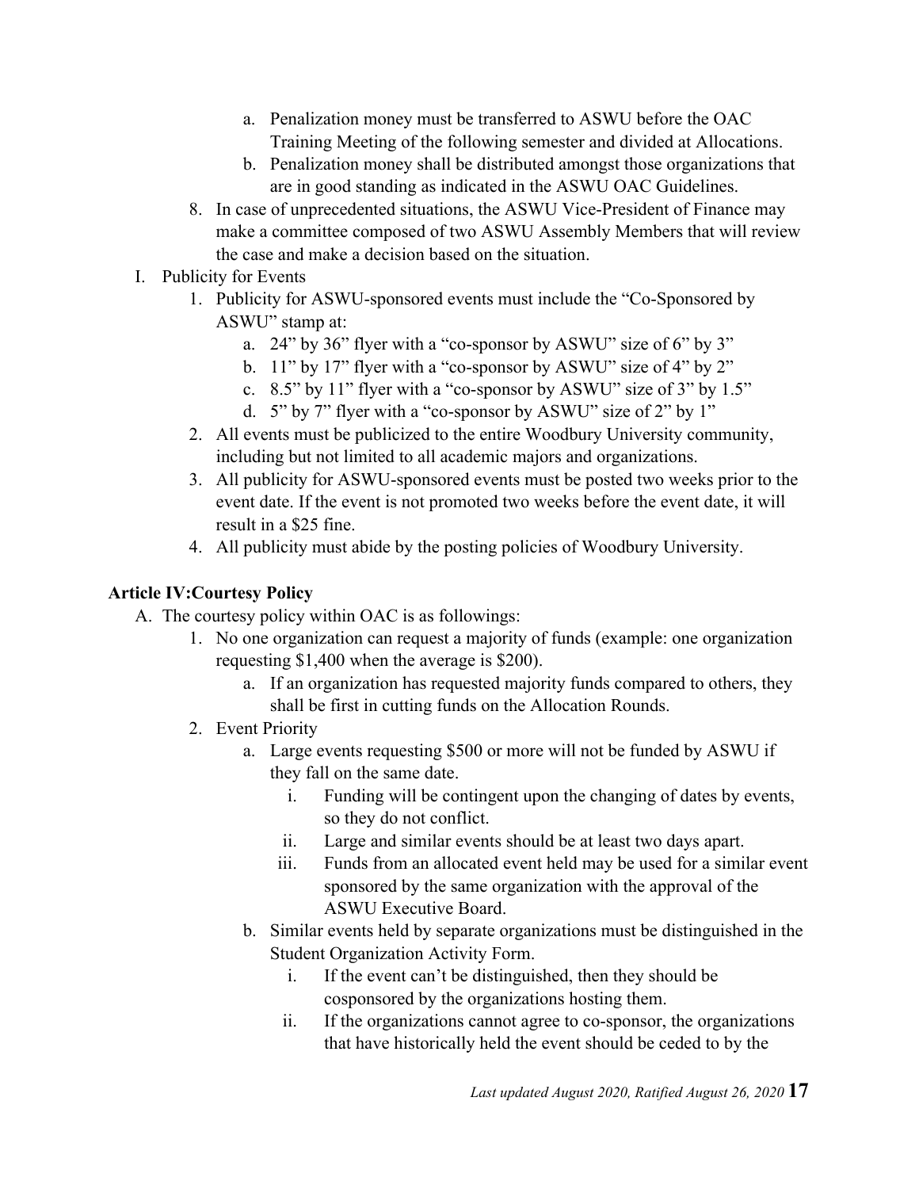a. Penalization money must be transferred to ASWU before the OAC Training Meeting of the following semester and divided at Allocations.
   b. Penalization money shall be distributed amongst those organizations that are in good standing as indicated in the ASWU OAC Guidelines.
8. In case of unprecedented situations, the ASWU Vice-President of Finance may make a committee composed of two ASWU Assembly Members that will review the case and make a decision based on the situation.

I. Publicity for Events
   1. Publicity for ASWU-sponsored events must include the "Co-Sponsored by ASWU" stamp at:
      a. 24" by 36" flyer with a "co-sponsor by ASWU" size of 6" by 3"
      b. 11" by 17" flyer with a "co-sponsor by ASWU" size of 4" by 2"
      c. 8.5" by 11" flyer with a "co-sponsor by ASWU" size of 3" by 1.5"
      d. 5" by 7" flyer with a "co-sponsor by ASWU" size of 2" by 1"
   2. All events must be publicized to the entire Woodbury University community, including but not limited to all academic majors and organizations.
   3. All publicity for ASWU-sponsored events must be posted two weeks prior to the event date. If the event is not promoted two weeks before the event date, it will result in a $25 fine.
   4. All publicity must abide by the posting policies of Woodbury University.

**Article IV:Courtesy Policy**

A. The courtesy policy within OAC is as followings:
   1. No one organization can request a majority of funds (example: one organization requesting $1,400 when the average is $200).
      a. If an organization has requested majority funds compared to others, they shall be first in cutting funds on the Allocation Rounds.
   2. Event Priority
      a. Large events requesting $500 or more will not be funded by ASWU if they fall on the same date.
         i. Funding will be contingent upon the changing of dates by events, so they do not conflict.
         ii. Large and similar events should be at least two days apart.
         iii. Funds from an allocated event held may be used for a similar event sponsored by the same organization with the approval of the ASWU Executive Board.
      b. Similar events held by separate organizations must be distinguished in the Student Organization Activity Form.
         i. If the event can't be distinguished, then they should be cosponsored by the organizations hosting them.
         ii. If the organizations cannot agree to co-sponsor, the organizations that have historically held the event should be ceded to by the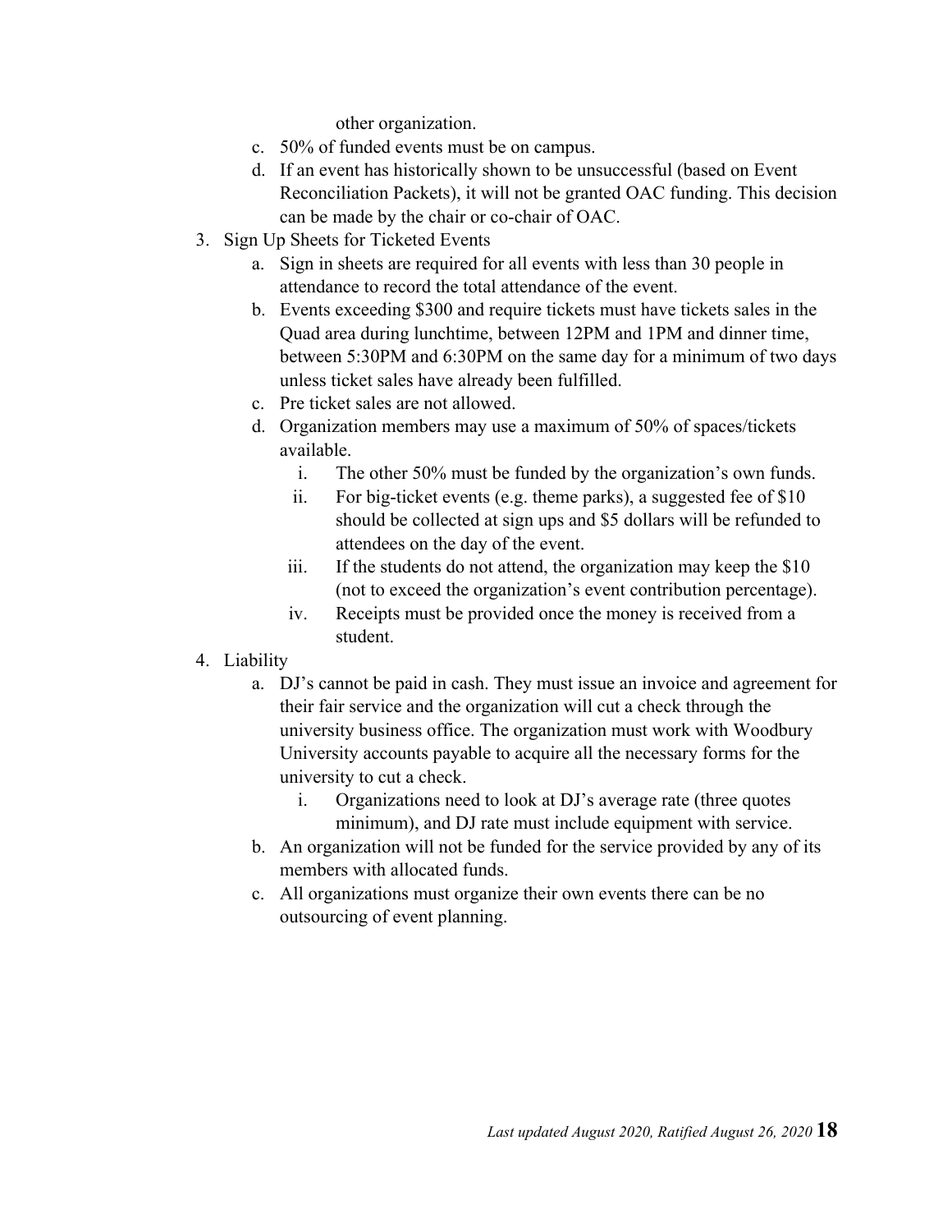other organization.

   c. 50% of funded events must be on campus.
   d. If an event has historically shown to be unsuccessful (based on Event Reconciliation Packets), it will not be granted OAC funding. This decision can be made by the chair or co-chair of OAC.

3. Sign Up Sheets for Ticketed Events
   a. Sign in sheets are required for all events with less than 30 people in attendance to record the total attendance of the event.
   b. Events exceeding $300 and require tickets must have tickets sales in the Quad area during lunchtime, between 12PM and 1PM and dinner time, between 5:30PM and 6:30PM on the same day for a minimum of two days unless ticket sales have already been fulfilled.
   c. Pre ticket sales are not allowed.
   d. Organization members may use a maximum of 50% of spaces/tickets available.
      i. The other 50% must be funded by the organization's own funds.
      ii. For big-ticket events (e.g. theme parks), a suggested fee of $10 should be collected at sign ups and $5 dollars will be refunded to attendees on the day of the event.
      iii. If the students do not attend, the organization may keep the $10 (not to exceed the organization's event contribution percentage).
      iv. Receipts must be provided once the money is received from a student.

4. Liability
   a. DJ's cannot be paid in cash. They must issue an invoice and agreement for their fair service and the organization will cut a check through the university business office. The organization must work with Woodbury University accounts payable to acquire all the necessary forms for the university to cut a check.
      i. Organizations need to look at DJ's average rate (three quotes minimum), and DJ rate must include equipment with service.
   b. An organization will not be funded for the service provided by any of its members with allocated funds.
   c. All organizations must organize their own events there can be no outsourcing of event planning.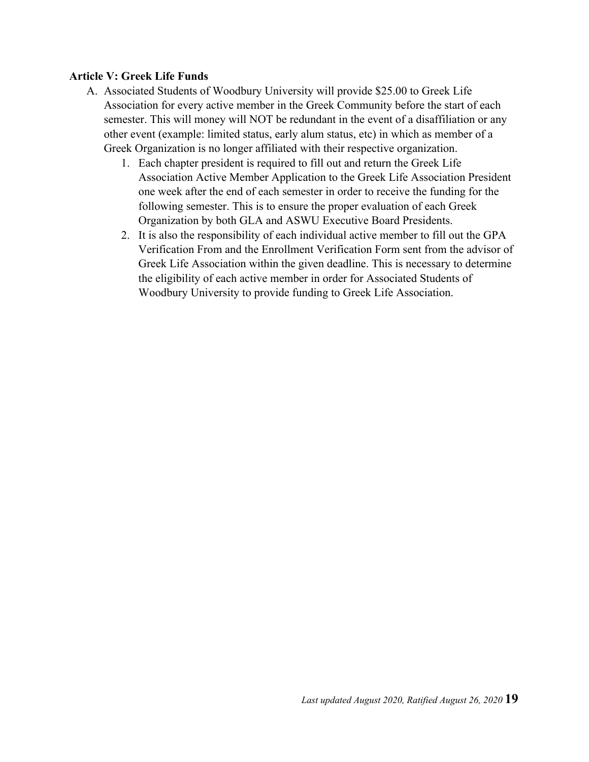**Article V: Greek Life Funds**

A. Associated Students of Woodbury University will provide $25.00 to Greek Life Association for every active member in the Greek Community before the start of each semester. This will money will NOT be redundant in the event of a disaffiliation or any other event (example: limited status, early alum status, etc) in which as member of a Greek Organization is no longer affiliated with their respective organization.
   1. Each chapter president is required to fill out and return the Greek Life Association Active Member Application to the Greek Life Association President one week after the end of each semester in order to receive the funding for the following semester. This is to ensure the proper evaluation of each Greek Organization by both GLA and ASWU Executive Board Presidents.
   2. It is also the responsibility of each individual active member to fill out the GPA Verification From and the Enrollment Verification Form sent from the advisor of Greek Life Association within the given deadline. This is necessary to determine the eligibility of each active member in order for Associated Students of Woodbury University to provide funding to Greek Life Association.

*Last updated August 2020, Ratified August 26, 2020*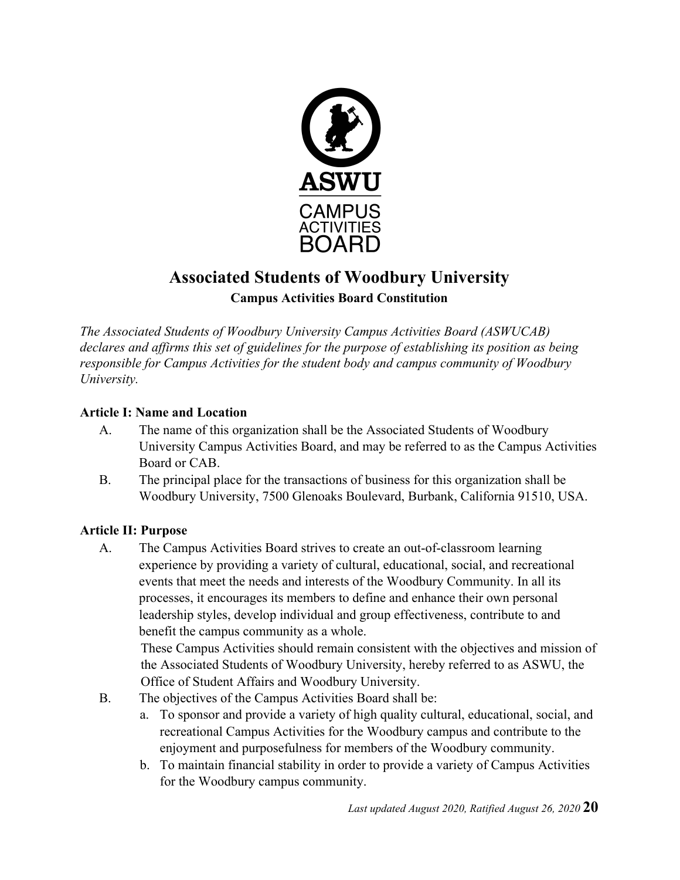# Associated Students of Woodbury University

**Campus Activities Board Constitution**

*The Associated Students of Woodbury University Campus Activities Board (ASWUCAB) declares and affirms this set of guidelines for the purpose of establishing its position as being responsible for Campus Activities for the student body and campus community of Woodbury University.*

**Article I: Name and Location**

A. The name of this organization shall be the Associated Students of Woodbury University Campus Activities Board, and may be referred to as the Campus Activities Board or CAB.

B. The principal place for the transactions of business for this organization shall be Woodbury University, 7500 Glenoaks Boulevard, Burbank, California 91510, USA.

**Article II: Purpose**

A. The Campus Activities Board strives to create an out-of-classroom learning experience by providing a variety of cultural, educational, social, and recreational events that meet the needs and interests of the Woodbury Community. In all its processes, it encourages its members to define and enhance their own personal leadership styles, develop individual and group effectiveness, contribute to and benefit the campus community as a whole.

   These Campus Activities should remain consistent with the objectives and mission of the Associated Students of Woodbury University, hereby referred to as ASWU, the Office of Student Affairs and Woodbury University.

B. The objectives of the Campus Activities Board shall be:

   a. To sponsor and provide a variety of high quality cultural, educational, social, and recreational Campus Activities for the Woodbury campus and contribute to the enjoyment and purposefulness for members of the Woodbury community.

   b. To maintain financial stability in order to provide a variety of Campus Activities for the Woodbury campus community.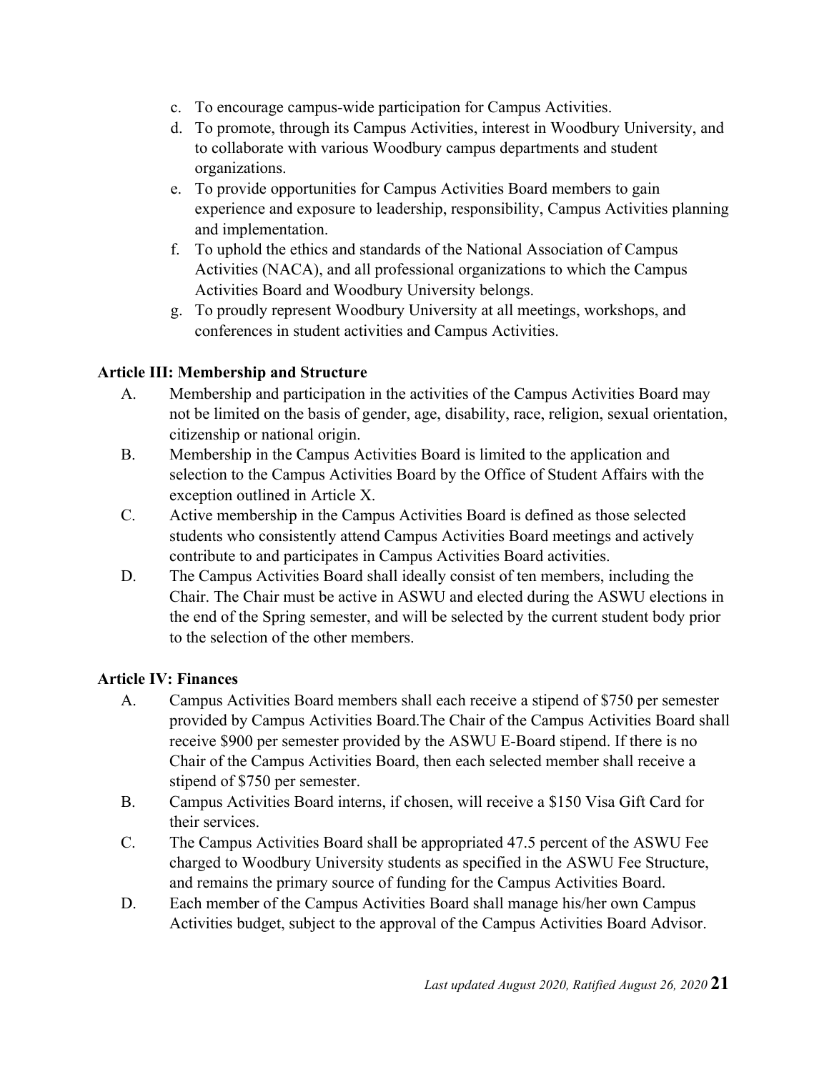c. To encourage campus-wide participation for Campus Activities.
d. To promote, through its Campus Activities, interest in Woodbury University, and to collaborate with various Woodbury campus departments and student organizations.
e. To provide opportunities for Campus Activities Board members to gain experience and exposure to leadership, responsibility, Campus Activities planning and implementation.
f. To uphold the ethics and standards of the National Association of Campus Activities (NACA), and all professional organizations to which the Campus Activities Board and Woodbury University belongs.
g. To proudly represent Woodbury University at all meetings, workshops, and conferences in student activities and Campus Activities.

**Article III: Membership and Structure**

A. Membership and participation in the activities of the Campus Activities Board may not be limited on the basis of gender, age, disability, race, religion, sexual orientation, citizenship or national origin.

B. Membership in the Campus Activities Board is limited to the application and selection to the Campus Activities Board by the Office of Student Affairs with the exception outlined in Article X.

C. Active membership in the Campus Activities Board is defined as those selected students who consistently attend Campus Activities Board meetings and actively contribute to and participates in Campus Activities Board activities.

D. The Campus Activities Board shall ideally consist of ten members, including the Chair. The Chair must be active in ASWU and elected during the ASWU elections in the end of the Spring semester, and will be selected by the current student body prior to the selection of the other members.

**Article IV: Finances**

A. Campus Activities Board members shall each receive a stipend of $750 per semester provided by Campus Activities Board.The Chair of the Campus Activities Board shall receive $900 per semester provided by the ASWU E-Board stipend. If there is no Chair of the Campus Activities Board, then each selected member shall receive a stipend of $750 per semester.

B. Campus Activities Board interns, if chosen, will receive a $150 Visa Gift Card for their services.

C. The Campus Activities Board shall be appropriated 47.5 percent of the ASWU Fee charged to Woodbury University students as specified in the ASWU Fee Structure, and remains the primary source of funding for the Campus Activities Board.

D. Each member of the Campus Activities Board shall manage his/her own Campus Activities budget, subject to the approval of the Campus Activities Board Advisor.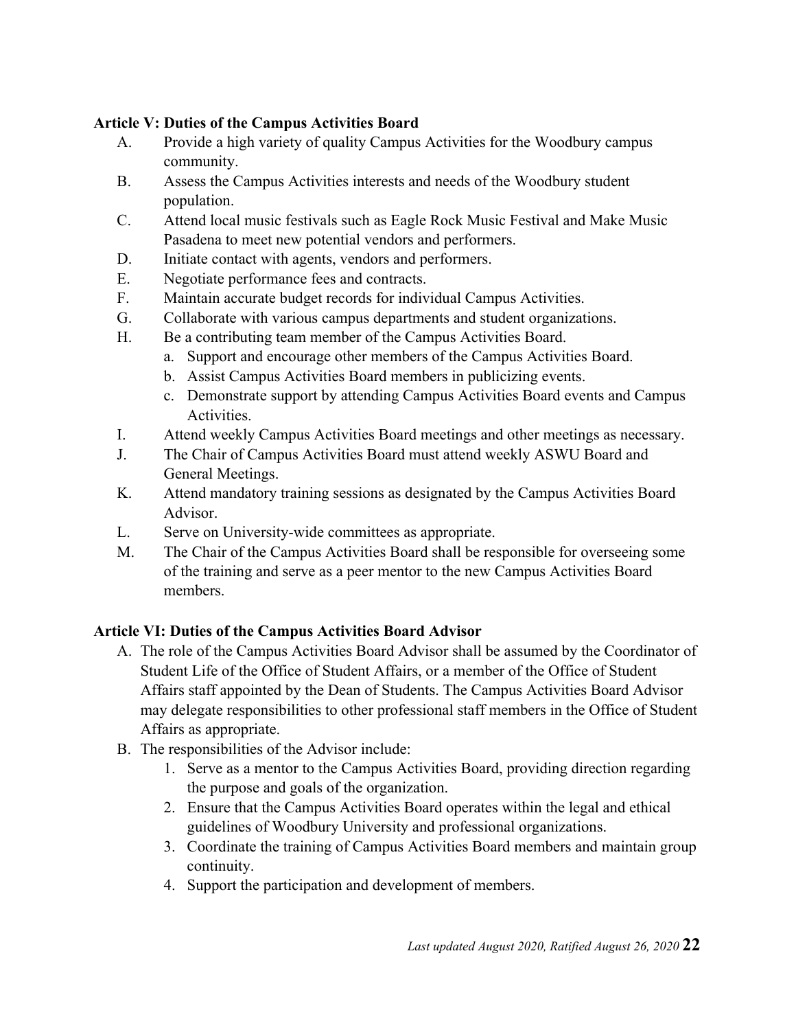**Article V: Duties of the Campus Activities Board**

A. Provide a high variety of quality Campus Activities for the Woodbury campus community.
B. Assess the Campus Activities interests and needs of the Woodbury student population.
C. Attend local music festivals such as Eagle Rock Music Festival and Make Music Pasadena to meet new potential vendors and performers.
D. Initiate contact with agents, vendors and performers.
E. Negotiate performance fees and contracts.
F. Maintain accurate budget records for individual Campus Activities.
G. Collaborate with various campus departments and student organizations.
H. Be a contributing team member of the Campus Activities Board.
   a. Support and encourage other members of the Campus Activities Board.
   b. Assist Campus Activities Board members in publicizing events.
   c. Demonstrate support by attending Campus Activities Board events and Campus Activities.
I. Attend weekly Campus Activities Board meetings and other meetings as necessary.
J. The Chair of Campus Activities Board must attend weekly ASWU Board and General Meetings.
K. Attend mandatory training sessions as designated by the Campus Activities Board Advisor.
L. Serve on University-wide committees as appropriate.
M. The Chair of the Campus Activities Board shall be responsible for overseeing some of the training and serve as a peer mentor to the new Campus Activities Board members.

**Article VI: Duties of the Campus Activities Board Advisor**

A. The role of the Campus Activities Board Advisor shall be assumed by the Coordinator of Student Life of the Office of Student Affairs, or a member of the Office of Student Affairs staff appointed by the Dean of Students. The Campus Activities Board Advisor may delegate responsibilities to other professional staff members in the Office of Student Affairs as appropriate.
B. The responsibilities of the Advisor include:
   1. Serve as a mentor to the Campus Activities Board, providing direction regarding the purpose and goals of the organization.
   2. Ensure that the Campus Activities Board operates within the legal and ethical guidelines of Woodbury University and professional organizations.
   3. Coordinate the training of Campus Activities Board members and maintain group continuity.
   4. Support the participation and development of members.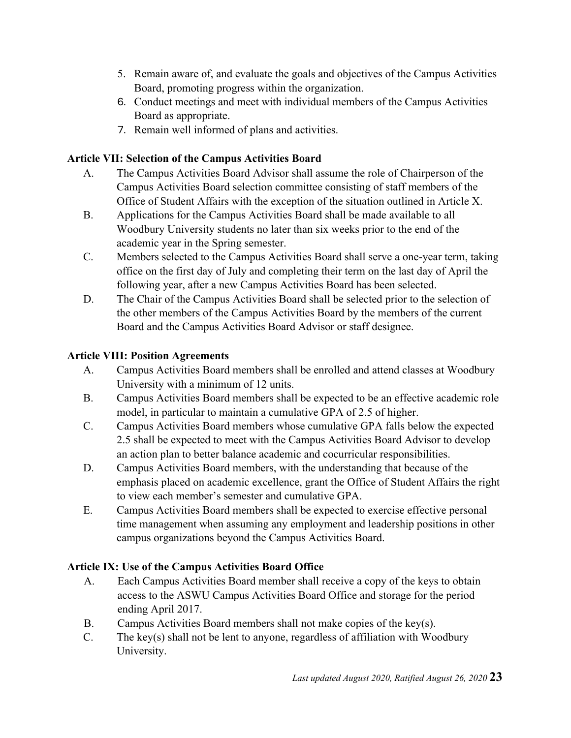5. Remain aware of, and evaluate the goals and objectives of the Campus Activities Board, promoting progress within the organization.
6. Conduct meetings and meet with individual members of the Campus Activities Board as appropriate.
7. Remain well informed of plans and activities.

**Article VII: Selection of the Campus Activities Board**

A. The Campus Activities Board Advisor shall assume the role of Chairperson of the Campus Activities Board selection committee consisting of staff members of the Office of Student Affairs with the exception of the situation outlined in Article X.
B. Applications for the Campus Activities Board shall be made available to all Woodbury University students no later than six weeks prior to the end of the academic year in the Spring semester.
C. Members selected to the Campus Activities Board shall serve a one-year term, taking office on the first day of July and completing their term on the last day of April the following year, after a new Campus Activities Board has been selected.
D. The Chair of the Campus Activities Board shall be selected prior to the selection of the other members of the Campus Activities Board by the members of the current Board and the Campus Activities Board Advisor or staff designee.

**Article VIII: Position Agreements**

A. Campus Activities Board members shall be enrolled and attend classes at Woodbury University with a minimum of 12 units.
B. Campus Activities Board members shall be expected to be an effective academic role model, in particular to maintain a cumulative GPA of 2.5 of higher.
C. Campus Activities Board members whose cumulative GPA falls below the expected 2.5 shall be expected to meet with the Campus Activities Board Advisor to develop an action plan to better balance academic and cocurricular responsibilities.
D. Campus Activities Board members, with the understanding that because of the emphasis placed on academic excellence, grant the Office of Student Affairs the right to view each member's semester and cumulative GPA.
E. Campus Activities Board members shall be expected to exercise effective personal time management when assuming any employment and leadership positions in other campus organizations beyond the Campus Activities Board.

**Article IX: Use of the Campus Activities Board Office**

A. Each Campus Activities Board member shall receive a copy of the keys to obtain access to the ASWU Campus Activities Board Office and storage for the period ending April 2017.
B. Campus Activities Board members shall not make copies of the key(s).
C. The key(s) shall not be lent to anyone, regardless of affiliation with Woodbury University.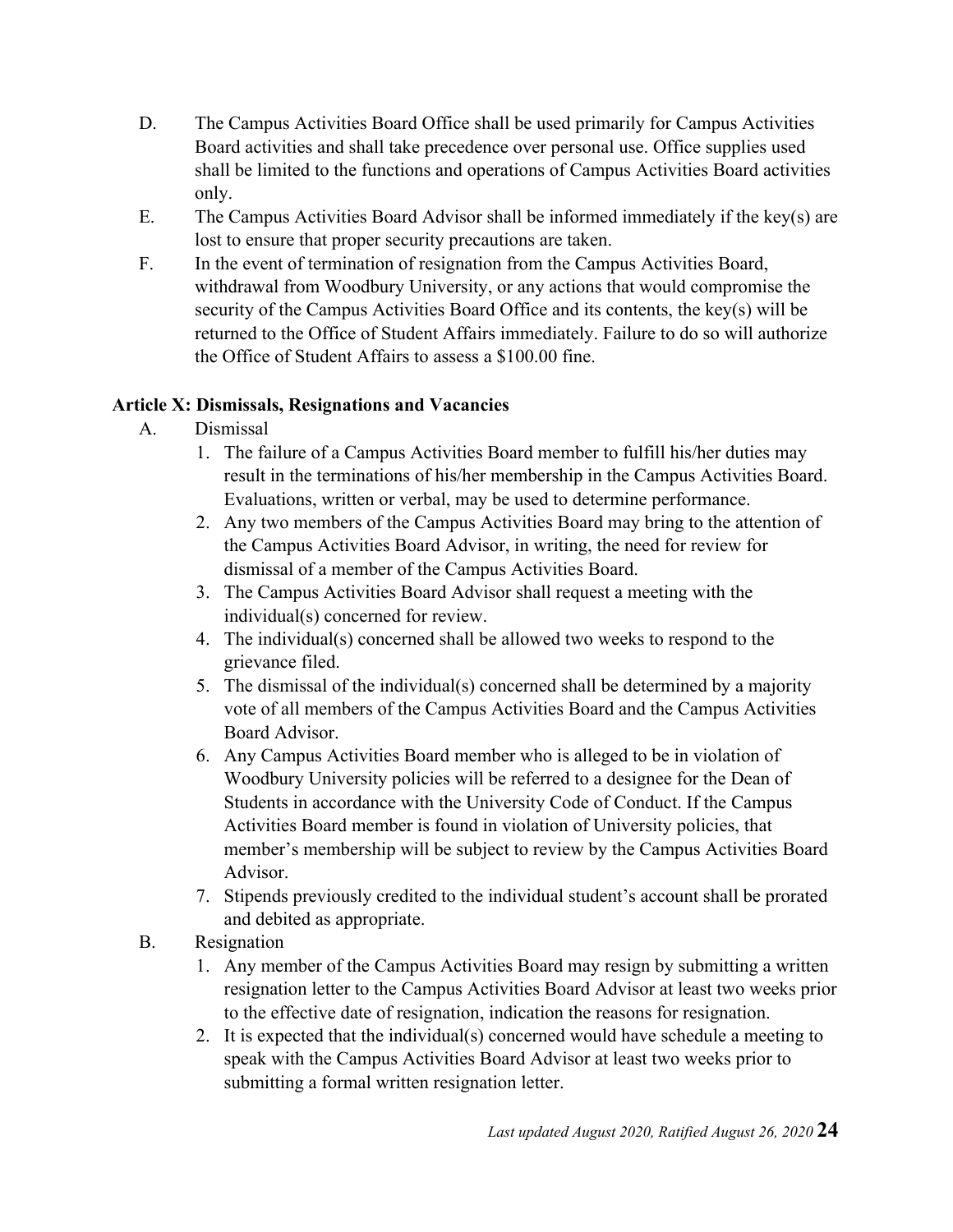D. The Campus Activities Board Office shall be used primarily for Campus Activities Board activities and shall take precedence over personal use. Office supplies used shall be limited to the functions and operations of Campus Activities Board activities only.

E. The Campus Activities Board Advisor shall be informed immediately if the key(s) are lost to ensure that proper security precautions are taken.

F. In the event of termination of resignation from the Campus Activities Board, withdrawal from Woodbury University, or any actions that would compromise the security of the Campus Activities Board Office and its contents, the key(s) will be returned to the Office of Student Affairs immediately. Failure to do so will authorize the Office of Student Affairs to assess a $100.00 fine.

### Article X: Dismissals, Resignations and Vacancies

A. Dismissal

1. The failure of a Campus Activities Board member to fulfill his/her duties may result in the terminations of his/her membership in the Campus Activities Board. Evaluations, written or verbal, may be used to determine performance.
2. Any two members of the Campus Activities Board may bring to the attention of the Campus Activities Board Advisor, in writing, the need for review for dismissal of a member of the Campus Activities Board.
3. The Campus Activities Board Advisor shall request a meeting with the individual(s) concerned for review.
4. The individual(s) concerned shall be allowed two weeks to respond to the grievance filed.
5. The dismissal of the individual(s) concerned shall be determined by a majority vote of all members of the Campus Activities Board and the Campus Activities Board Advisor.
6. Any Campus Activities Board member who is alleged to be in violation of Woodbury University policies will be referred to a designee for the Dean of Students in accordance with the University Code of Conduct. If the Campus Activities Board member is found in violation of University policies, that member's membership will be subject to review by the Campus Activities Board Advisor.
7. Stipends previously credited to the individual student's account shall be prorated and debited as appropriate.

B. Resignation

1. Any member of the Campus Activities Board may resign by submitting a written resignation letter to the Campus Activities Board Advisor at least two weeks prior to the effective date of resignation, indication the reasons for resignation.
2. It is expected that the individual(s) concerned would have schedule a meeting to speak with the Campus Activities Board Advisor at least two weeks prior to submitting a formal written resignation letter.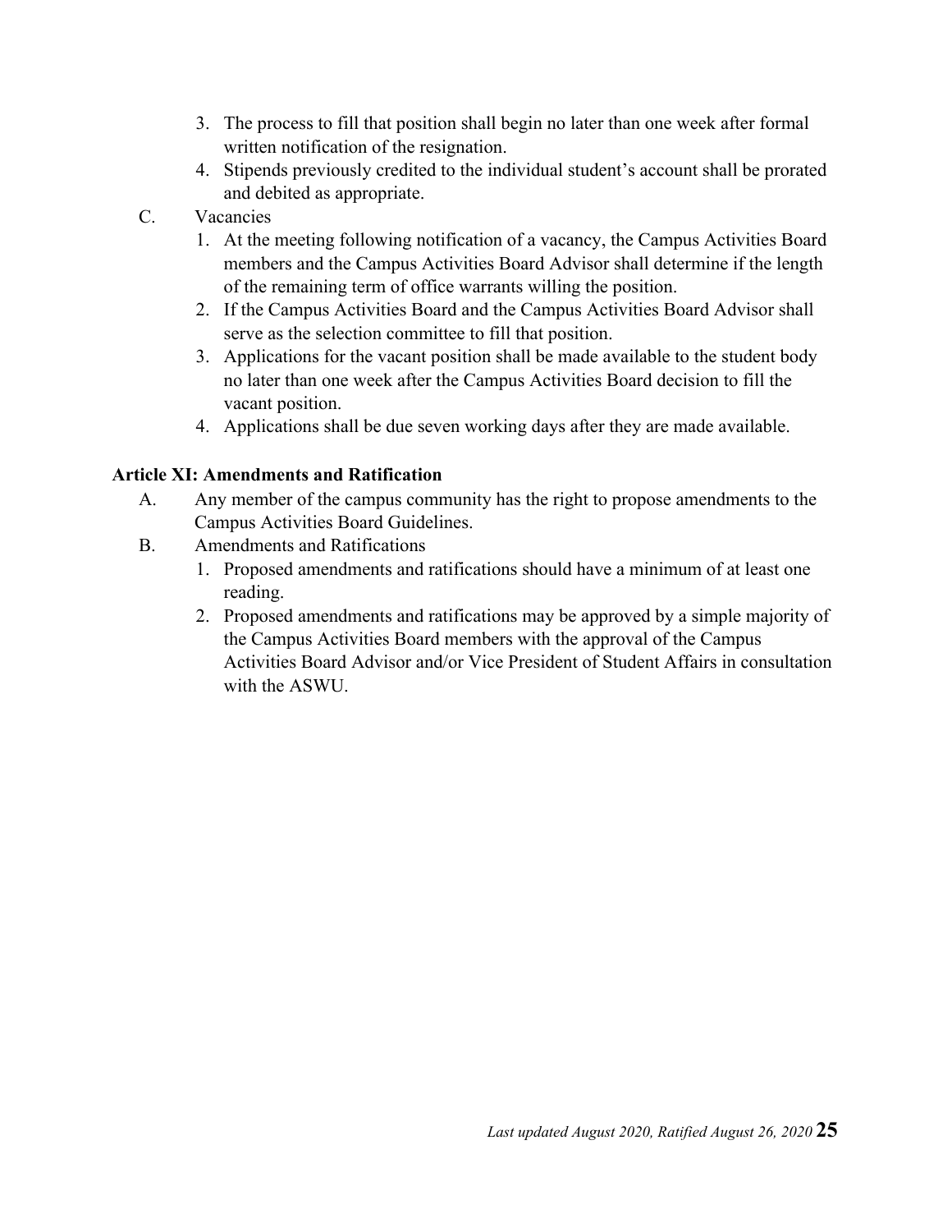3. The process to fill that position shall begin no later than one week after formal written notification of the resignation.
4. Stipends previously credited to the individual student's account shall be prorated and debited as appropriate.

C. Vacancies

1. At the meeting following notification of a vacancy, the Campus Activities Board members and the Campus Activities Board Advisor shall determine if the length of the remaining term of office warrants willing the position.
2. If the Campus Activities Board and the Campus Activities Board Advisor shall serve as the selection committee to fill that position.
3. Applications for the vacant position shall be made available to the student body no later than one week after the Campus Activities Board decision to fill the vacant position.
4. Applications shall be due seven working days after they are made available.

**Article XI: Amendments and Ratification**

A. Any member of the campus community has the right to propose amendments to the Campus Activities Board Guidelines.

B. Amendments and Ratifications

1. Proposed amendments and ratifications should have a minimum of at least one reading.
2. Proposed amendments and ratifications may be approved by a simple majority of the Campus Activities Board members with the approval of the Campus Activities Board Advisor and/or Vice President of Student Affairs in consultation with the ASWU.

*Last updated August 2020, Ratified August 26, 2020*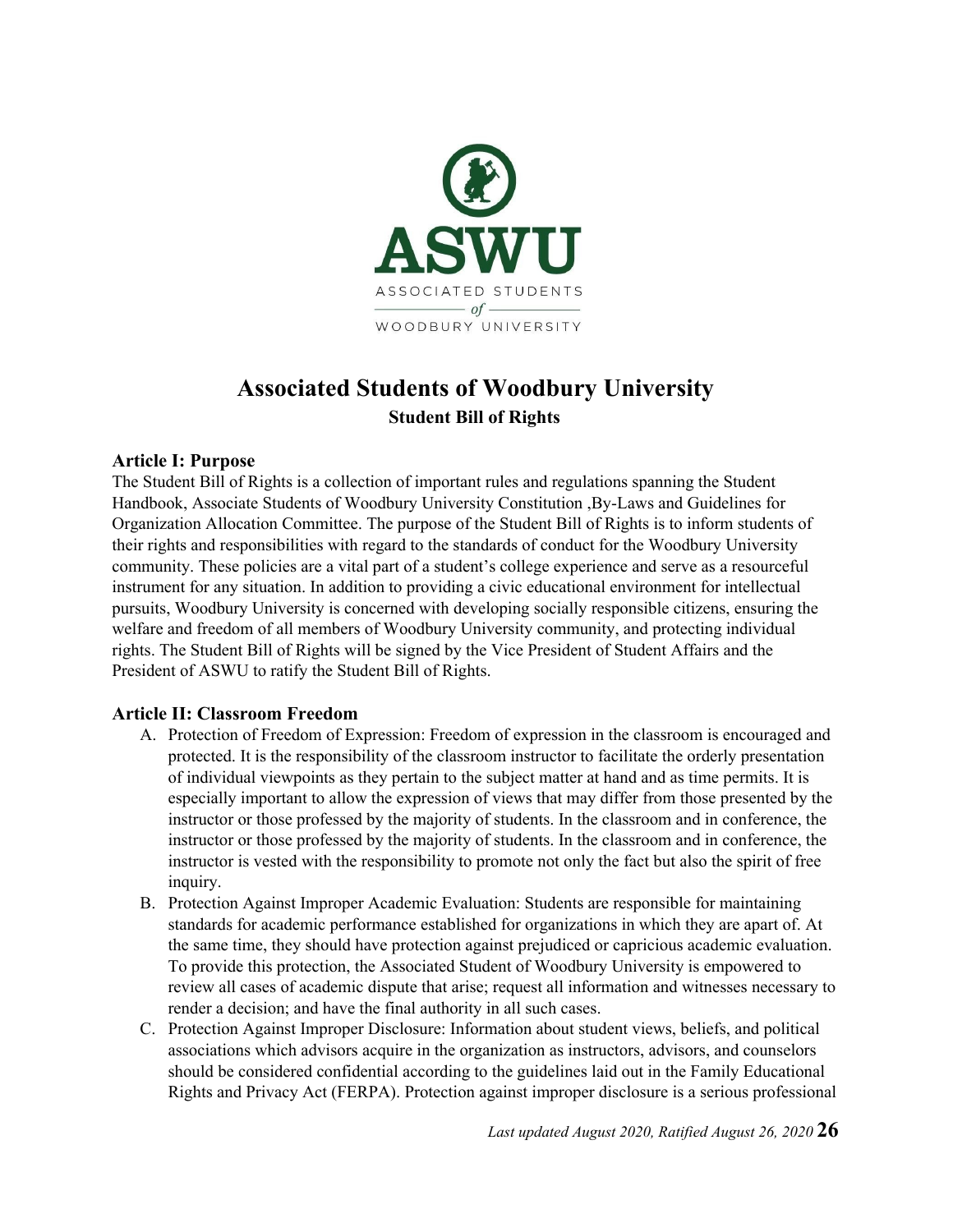ASWU

ASSOCIATED STUDENTS
of
WOODBURY UNIVERSITY

# Associated Students of Woodbury University

**Student Bill of Rights**

## Article I: Purpose

The Student Bill of Rights is a collection of important rules and regulations spanning the Student Handbook, Associate Students of Woodbury University Constitution ,By-Laws and Guidelines for Organization Allocation Committee. The purpose of the Student Bill of Rights is to inform students of their rights and responsibilities with regard to the standards of conduct for the Woodbury University community. These policies are a vital part of a student's college experience and serve as a resourceful instrument for any situation. In addition to providing a civic educational environment for intellectual pursuits, Woodbury University is concerned with developing socially responsible citizens, ensuring the welfare and freedom of all members of Woodbury University community, and protecting individual rights. The Student Bill of Rights will be signed by the Vice President of Student Affairs and the President of ASWU to ratify the Student Bill of Rights.

## Article II: Classroom Freedom

A. Protection of Freedom of Expression: Freedom of expression in the classroom is encouraged and protected. It is the responsibility of the classroom instructor to facilitate the orderly presentation of individual viewpoints as they pertain to the subject matter at hand and as time permits. It is especially important to allow the expression of views that may differ from those presented by the instructor or those professed by the majority of students. In the classroom and in conference, the instructor or those professed by the majority of students. In the classroom and in conference, the instructor is vested with the responsibility to promote not only the fact but also the spirit of free inquiry.

B. Protection Against Improper Academic Evaluation: Students are responsible for maintaining standards for academic performance established for organizations in which they are apart of. At the same time, they should have protection against prejudiced or capricious academic evaluation. To provide this protection, the Associated Student of Woodbury University is empowered to review all cases of academic dispute that arise; request all information and witnesses necessary to render a decision; and have the final authority in all such cases.

C. Protection Against Improper Disclosure: Information about student views, beliefs, and political associations which advisors acquire in the organization as instructors, advisors, and counselors should be considered confidential according to the guidelines laid out in the Family Educational Rights and Privacy Act (FERPA). Protection against improper disclosure is a serious professional

*Last updated August 2020, Ratified August 26, 2020*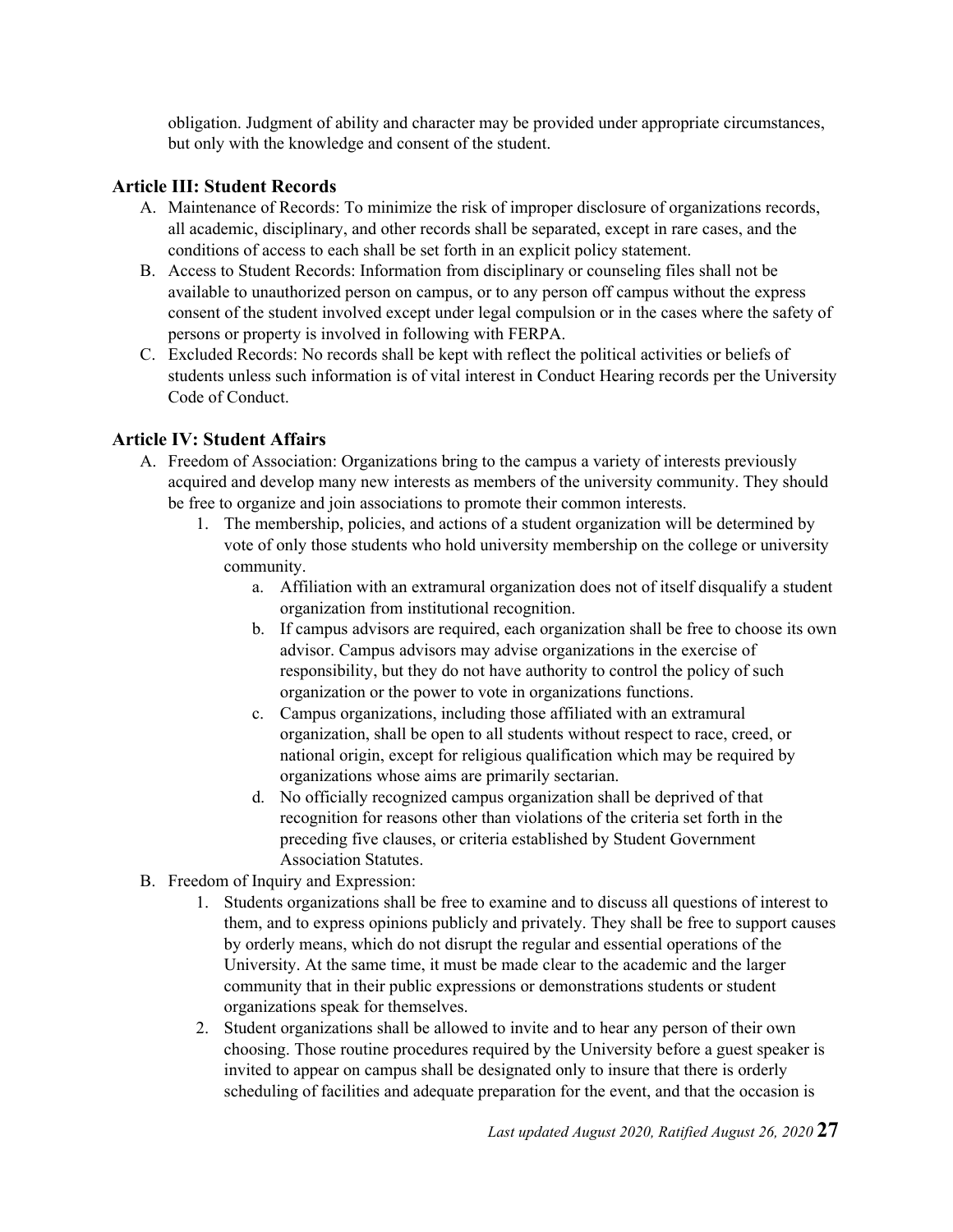obligation. Judgment of ability and character may be provided under appropriate circumstances, but only with the knowledge and consent of the student.

## Article III: Student Records

A. Maintenance of Records: To minimize the risk of improper disclosure of organizations records, all academic, disciplinary, and other records shall be separated, except in rare cases, and the conditions of access to each shall be set forth in an explicit policy statement.

B. Access to Student Records: Information from disciplinary or counseling files shall not be available to unauthorized person on campus, or to any person off campus without the express consent of the student involved except under legal compulsion or in the cases where the safety of persons or property is involved in following with FERPA.

C. Excluded Records: No records shall be kept with reflect the political activities or beliefs of students unless such information is of vital interest in Conduct Hearing records per the University Code of Conduct.

## Article IV: Student Affairs

A. Freedom of Association: Organizations bring to the campus a variety of interests previously acquired and develop many new interests as members of the university community. They should be free to organize and join associations to promote their common interests.

1. The membership, policies, and actions of a student organization will be determined by vote of only those students who hold university membership on the college or university community.
    a. Affiliation with an extramural organization does not of itself disqualify a student organization from institutional recognition.
    b. If campus advisors are required, each organization shall be free to choose its own advisor. Campus advisors may advise organizations in the exercise of responsibility, but they do not have authority to control the policy of such organization or the power to vote in organizations functions.
    c. Campus organizations, including those affiliated with an extramural organization, shall be open to all students without respect to race, creed, or national origin, except for religious qualification which may be required by organizations whose aims are primarily sectarian.
    d. No officially recognized campus organization shall be deprived of that recognition for reasons other than violations of the criteria set forth in the preceding five clauses, or criteria established by Student Government Association Statutes.

B. Freedom of Inquiry and Expression:

1. Students organizations shall be free to examine and to discuss all questions of interest to them, and to express opinions publicly and privately. They shall be free to support causes by orderly means, which do not disrupt the regular and essential operations of the University. At the same time, it must be made clear to the academic and the larger community that in their public expressions or demonstrations students or student organizations speak for themselves.
2. Student organizations shall be allowed to invite and to hear any person of their own choosing. Those routine procedures required by the University before a guest speaker is invited to appear on campus shall be designated only to insure that there is orderly scheduling of facilities and adequate preparation for the event, and that the occasion is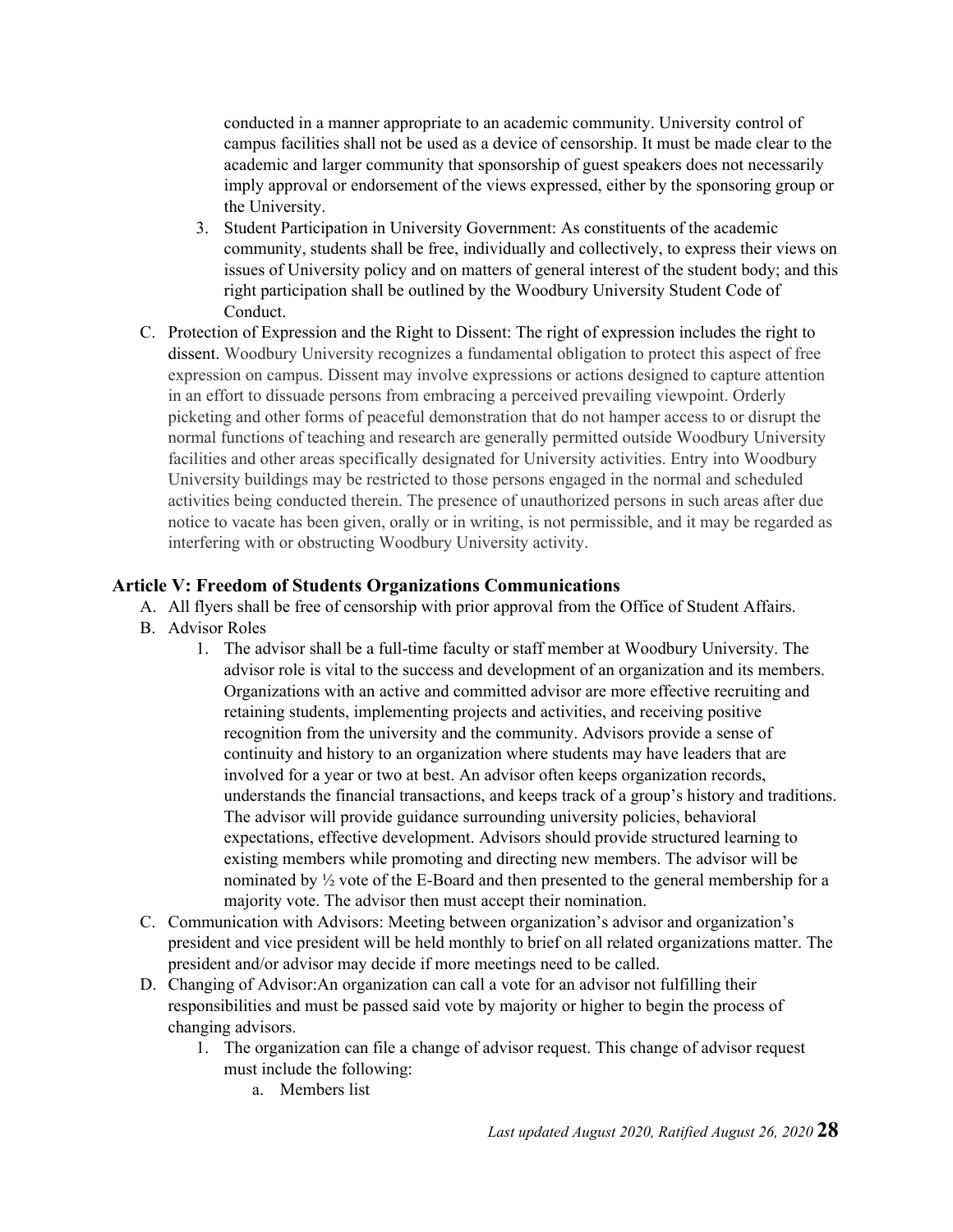conducted in a manner appropriate to an academic community. University control of campus facilities shall not be used as a device of censorship. It must be made clear to the academic and larger community that sponsorship of guest speakers does not necessarily imply approval or endorsement of the views expressed, either by the sponsoring group or the University.

3. Student Participation in University Government: As constituents of the academic community, students shall be free, individually and collectively, to express their views on issues of University policy and on matters of general interest of the student body; and this right participation shall be outlined by the Woodbury University Student Code of Conduct.

C. Protection of Expression and the Right to Dissent: The right of expression includes the right to dissent. Woodbury University recognizes a fundamental obligation to protect this aspect of free expression on campus. Dissent may involve expressions or actions designed to capture attention in an effort to dissuade persons from embracing a perceived prevailing viewpoint. Orderly picketing and other forms of peaceful demonstration that do not hamper access to or disrupt the normal functions of teaching and research are generally permitted outside Woodbury University facilities and other areas specifically designated for University activities. Entry into Woodbury University buildings may be restricted to those persons engaged in the normal and scheduled activities being conducted therein. The presence of unauthorized persons in such areas after due notice to vacate has been given, orally or in writing, is not permissible, and it may be regarded as interfering with or obstructing Woodbury University activity.

## Article V: Freedom of Students Organizations Communications

A. All flyers shall be free of censorship with prior approval from the Office of Student Affairs.

B. Advisor Roles

1. The advisor shall be a full-time faculty or staff member at Woodbury University. The advisor role is vital to the success and development of an organization and its members. Organizations with an active and committed advisor are more effective recruiting and retaining students, implementing projects and activities, and receiving positive recognition from the university and the community. Advisors provide a sense of continuity and history to an organization where students may have leaders that are involved for a year or two at best. An advisor often keeps organization records, understands the financial transactions, and keeps track of a group's history and traditions. The advisor will provide guidance surrounding university policies, behavioral expectations, effective development. Advisors should provide structured learning to existing members while promoting and directing new members. The advisor will be nominated by ½ vote of the E-Board and then presented to the general membership for a majority vote. The advisor then must accept their nomination.

C. Communication with Advisors: Meeting between organization's advisor and organization's president and vice president will be held monthly to brief on all related organizations matter. The president and/or advisor may decide if more meetings need to be called.

D. Changing of Advisor:An organization can call a vote for an advisor not fulfilling their responsibilities and must be passed said vote by majority or higher to begin the process of changing advisors.

1. The organization can file a change of advisor request. This change of advisor request must include the following:
   a. Members list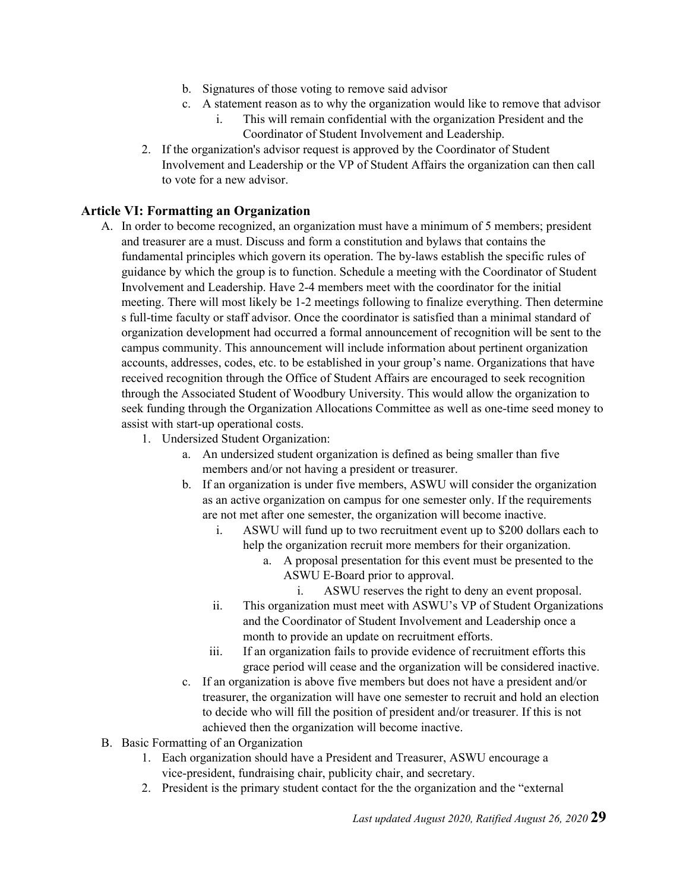b. Signatures of those voting to remove said advisor
   c. A statement reason as to why the organization would like to remove that advisor
      i. This will remain confidential with the organization President and the Coordinator of Student Involvement and Leadership.
2. If the organization's advisor request is approved by the Coordinator of Student Involvement and Leadership or the VP of Student Affairs the organization can then call to vote for a new advisor.

## Article VI: Formatting an Organization

A. In order to become recognized, an organization must have a minimum of 5 members; president and treasurer are a must. Discuss and form a constitution and bylaws that contains the fundamental principles which govern its operation. The by-laws establish the specific rules of guidance by which the group is to function. Schedule a meeting with the Coordinator of Student Involvement and Leadership. Have 2-4 members meet with the coordinator for the initial meeting. There will most likely be 1-2 meetings following to finalize everything. Then determine s full-time faculty or staff advisor. Once the coordinator is satisfied than a minimal standard of organization development had occurred a formal announcement of recognition will be sent to the campus community. This announcement will include information about pertinent organization accounts, addresses, codes, etc. to be established in your group's name. Organizations that have received recognition through the Office of Student Affairs are encouraged to seek recognition through the Associated Student of Woodbury University. This would allow the organization to seek funding through the Organization Allocations Committee as well as one-time seed money to assist with start-up operational costs.
   1. Undersized Student Organization:
      a. An undersized student organization is defined as being smaller than five members and/or not having a president or treasurer.
      b. If an organization is under five members, ASWU will consider the organization as an active organization on campus for one semester only. If the requirements are not met after one semester, the organization will become inactive.
         i. ASWU will fund up to two recruitment event up to $200 dollars each to help the organization recruit more members for their organization.
            a. A proposal presentation for this event must be presented to the ASWU E-Board prior to approval.
               i. ASWU reserves the right to deny an event proposal.
         ii. This organization must meet with ASWU's VP of Student Organizations and the Coordinator of Student Involvement and Leadership once a month to provide an update on recruitment efforts.
         iii. If an organization fails to provide evidence of recruitment efforts this grace period will cease and the organization will be considered inactive.
      c. If an organization is above five members but does not have a president and/or treasurer, the organization will have one semester to recruit and hold an election to decide who will fill the position of president and/or treasurer. If this is not achieved then the organization will become inactive.

B. Basic Formatting of an Organization
   1. Each organization should have a President and Treasurer, ASWU encourage a vice-president, fundraising chair, publicity chair, and secretary.
   2. President is the primary student contact for the the organization and the "external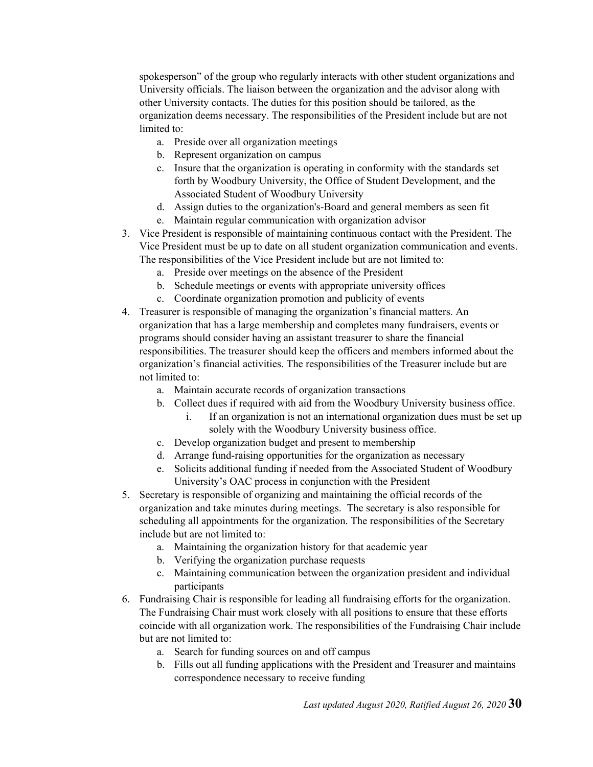spokesperson" of the group who regularly interacts with other student organizations and University officials. The liaison between the organization and the advisor along with other University contacts. The duties for this position should be tailored, as the organization deems necessary. The responsibilities of the President include but are not limited to:

a. Preside over all organization meetings
b. Represent organization on campus
c. Insure that the organization is operating in conformity with the standards set forth by Woodbury University, the Office of Student Development, and the Associated Student of Woodbury University
d. Assign duties to the organization's-Board and general members as seen fit
e. Maintain regular communication with organization advisor

3. Vice President is responsible of maintaining continuous contact with the President. The Vice President must be up to date on all student organization communication and events. The responsibilities of the Vice President include but are not limited to:
   a. Preside over meetings on the absence of the President
   b. Schedule meetings or events with appropriate university offices
   c. Coordinate organization promotion and publicity of events
4. Treasurer is responsible of managing the organization's financial matters. An organization that has a large membership and completes many fundraisers, events or programs should consider having an assistant treasurer to share the financial responsibilities. The treasurer should keep the officers and members informed about the organization's financial activities. The responsibilities of the Treasurer include but are not limited to:
   a. Maintain accurate records of organization transactions
   b. Collect dues if required with aid from the Woodbury University business office.
      i. If an organization is not an international organization dues must be set up solely with the Woodbury University business office.
   c. Develop organization budget and present to membership
   d. Arrange fund-raising opportunities for the organization as necessary
   e. Solicits additional funding if needed from the Associated Student of Woodbury University's OAC process in conjunction with the President
5. Secretary is responsible of organizing and maintaining the official records of the organization and take minutes during meetings. The secretary is also responsible for scheduling all appointments for the organization. The responsibilities of the Secretary include but are not limited to:
   a. Maintaining the organization history for that academic year
   b. Verifying the organization purchase requests
   c. Maintaining communication between the organization president and individual participants
6. Fundraising Chair is responsible for leading all fundraising efforts for the organization. The Fundraising Chair must work closely with all positions to ensure that these efforts coincide with all organization work. The responsibilities of the Fundraising Chair include but are not limited to:
   a. Search for funding sources on and off campus
   b. Fills out all funding applications with the President and Treasurer and maintains correspondence necessary to receive funding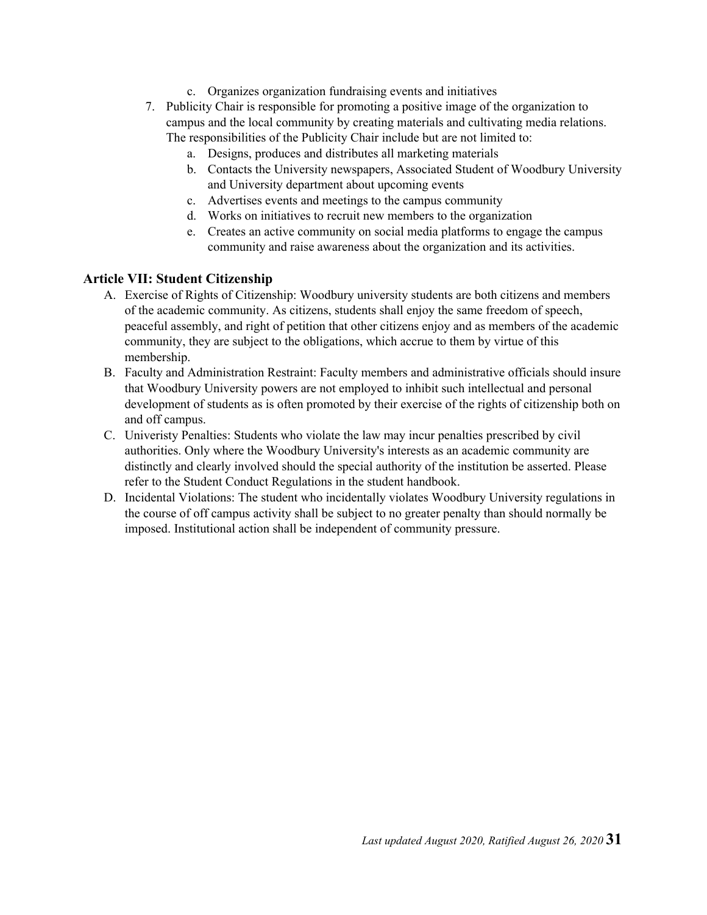c. Organizes organization fundraising events and initiatives
7. Publicity Chair is responsible for promoting a positive image of the organization to campus and the local community by creating materials and cultivating media relations. The responsibilities of the Publicity Chair include but are not limited to:
   a. Designs, produces and distributes all marketing materials
   b. Contacts the University newspapers, Associated Student of Woodbury University and University department about upcoming events
   c. Advertises events and meetings to the campus community
   d. Works on initiatives to recruit new members to the organization
   e. Creates an active community on social media platforms to engage the campus community and raise awareness about the organization and its activities.

### Article VII: Student Citizenship

A. Exercise of Rights of Citizenship: Woodbury university students are both citizens and members of the academic community. As citizens, students shall enjoy the same freedom of speech, peaceful assembly, and right of petition that other citizens enjoy and as members of the academic community, they are subject to the obligations, which accrue to them by virtue of this membership.
B. Faculty and Administration Restraint: Faculty members and administrative officials should insure that Woodbury University powers are not employed to inhibit such intellectual and personal development of students as is often promoted by their exercise of the rights of citizenship both on and off campus.
C. Univeristy Penalties: Students who violate the law may incur penalties prescribed by civil authorities. Only where the Woodbury University's interests as an academic community are distinctly and clearly involved should the special authority of the institution be asserted. Please refer to the Student Conduct Regulations in the student handbook.
D. Incidental Violations: The student who incidentally violates Woodbury University regulations in the course of off campus activity shall be subject to no greater penalty than should normally be imposed. Institutional action shall be independent of community pressure.

*Last updated August 2020, Ratified August 26, 2020*